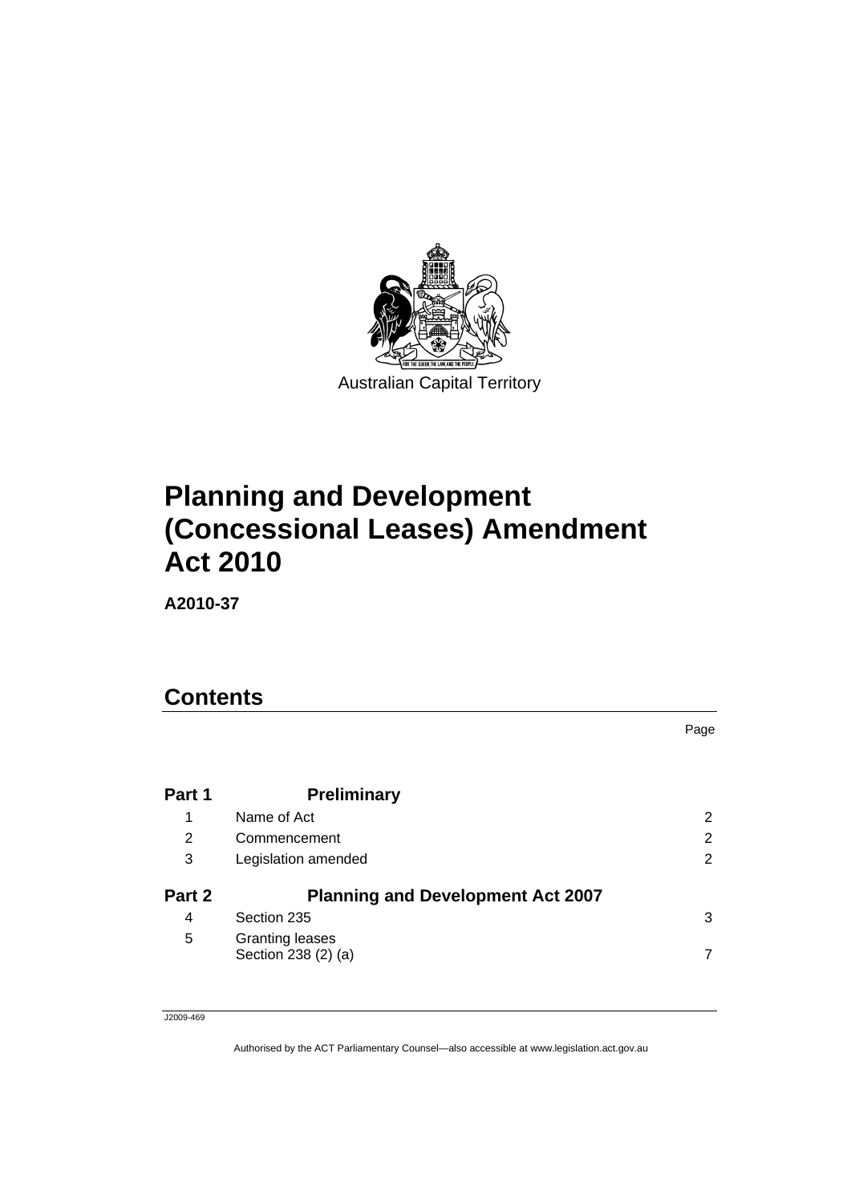Australian Capital Territory

# Planning and Development (Concessional Leases) Amendment Act 2010

**A2010-37**

## Contents

| | | Page |
|---|---|---|
| **Part 1** | **Preliminary** | |
| 1 | Name of Act | 2 |
| 2 | Commencement | 2 |
| 3 | Legislation amended | 2 |
| **Part 2** | **Planning and Development Act 2007** | |
| 4 | Section 235 | 3 |
| 5 | Granting leases<br>Section 238 (2) (a) | 7 |

J2009-469

Authorised by the ACT Parliamentary Counsel—also accessible at www.legislation.act.gov.au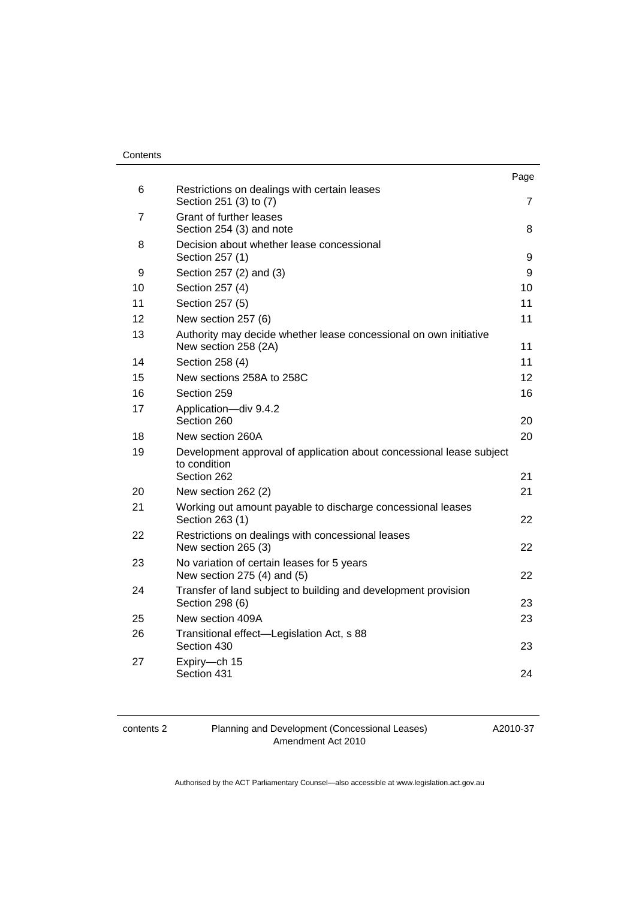| | | Page |
|---|---|---|
| 6 | Restrictions on dealings with certain leases<br>Section 251 (3) to (7) | 7 |
| 7 | Grant of further leases<br>Section 254 (3) and note | 8 |
| 8 | Decision about whether lease concessional<br>Section 257 (1) | 9 |
| 9 | Section 257 (2) and (3) | 9 |
| 10 | Section 257 (4) | 10 |
| 11 | Section 257 (5) | 11 |
| 12 | New section 257 (6) | 11 |
| 13 | Authority may decide whether lease concessional on own initiative<br>New section 258 (2A) | 11 |
| 14 | Section 258 (4) | 11 |
| 15 | New sections 258A to 258C | 12 |
| 16 | Section 259 | 16 |
| 17 | Application—div 9.4.2<br>Section 260 | 20 |
| 18 | New section 260A | 20 |
| 19 | Development approval of application about concessional lease subject to condition<br>Section 262 | 21 |
| 20 | New section 262 (2) | 21 |
| 21 | Working out amount payable to discharge concessional leases<br>Section 263 (1) | 22 |
| 22 | Restrictions on dealings with concessional leases<br>New section 265 (3) | 22 |
| 23 | No variation of certain leases for 5 years<br>New section 275 (4) and (5) | 22 |
| 24 | Transfer of land subject to building and development provision<br>Section 298 (6) | 23 |
| 25 | New section 409A | 23 |
| 26 | Transitional effect—Legislation Act, s 88<br>Section 430 | 23 |
| 27 | Expiry—ch 15<br>Section 431 | 24 |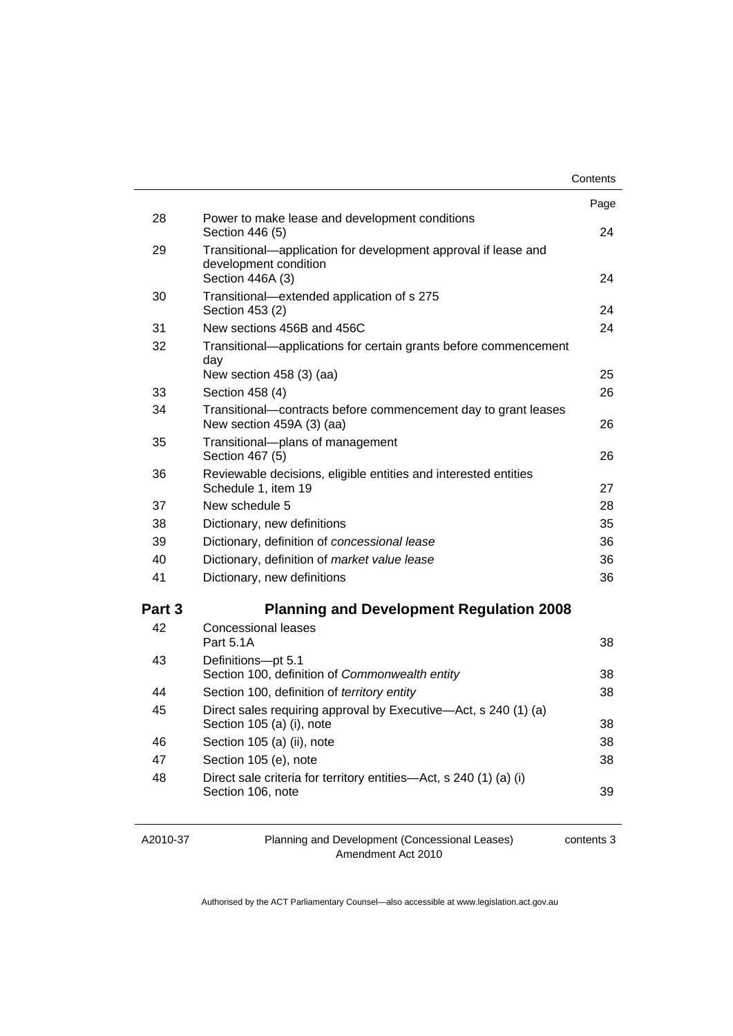| | | Page |
|---|---|---|
| 28 | Power to make lease and development conditions<br>Section 446 (5) | 24 |
| 29 | Transitional—application for development approval if lease and development condition<br>Section 446A (3) | 24 |
| 30 | Transitional—extended application of s 275<br>Section 453 (2) | 24 |
| 31 | New sections 456B and 456C | 24 |
| 32 | Transitional—applications for certain grants before commencement day<br>New section 458 (3) (aa) | 25 |
| 33 | Section 458 (4) | 26 |
| 34 | Transitional—contracts before commencement day to grant leases<br>New section 459A (3) (aa) | 26 |
| 35 | Transitional—plans of management<br>Section 467 (5) | 26 |
| 36 | Reviewable decisions, eligible entities and interested entities<br>Schedule 1, item 19 | 27 |
| 37 | New schedule 5 | 28 |
| 38 | Dictionary, new definitions | 35 |
| 39 | Dictionary, definition of *concessional lease* | 36 |
| 40 | Dictionary, definition of *market value lease* | 36 |
| 41 | Dictionary, new definitions | 36 |

## Part 3 Planning and Development Regulation 2008

| | | |
|---|---|---|
| 42 | Concessional leases<br>Part 5.1A | 38 |
| 43 | Definitions—pt 5.1<br>Section 100, definition of *Commonwealth entity* | 38 |
| 44 | Section 100, definition of *territory entity* | 38 |
| 45 | Direct sales requiring approval by Executive—Act, s 240 (1) (a)<br>Section 105 (a) (i), note | 38 |
| 46 | Section 105 (a) (ii), note | 38 |
| 47 | Section 105 (e), note | 38 |
| 48 | Direct sale criteria for territory entities—Act, s 240 (1) (a) (i)<br>Section 106, note | 39 |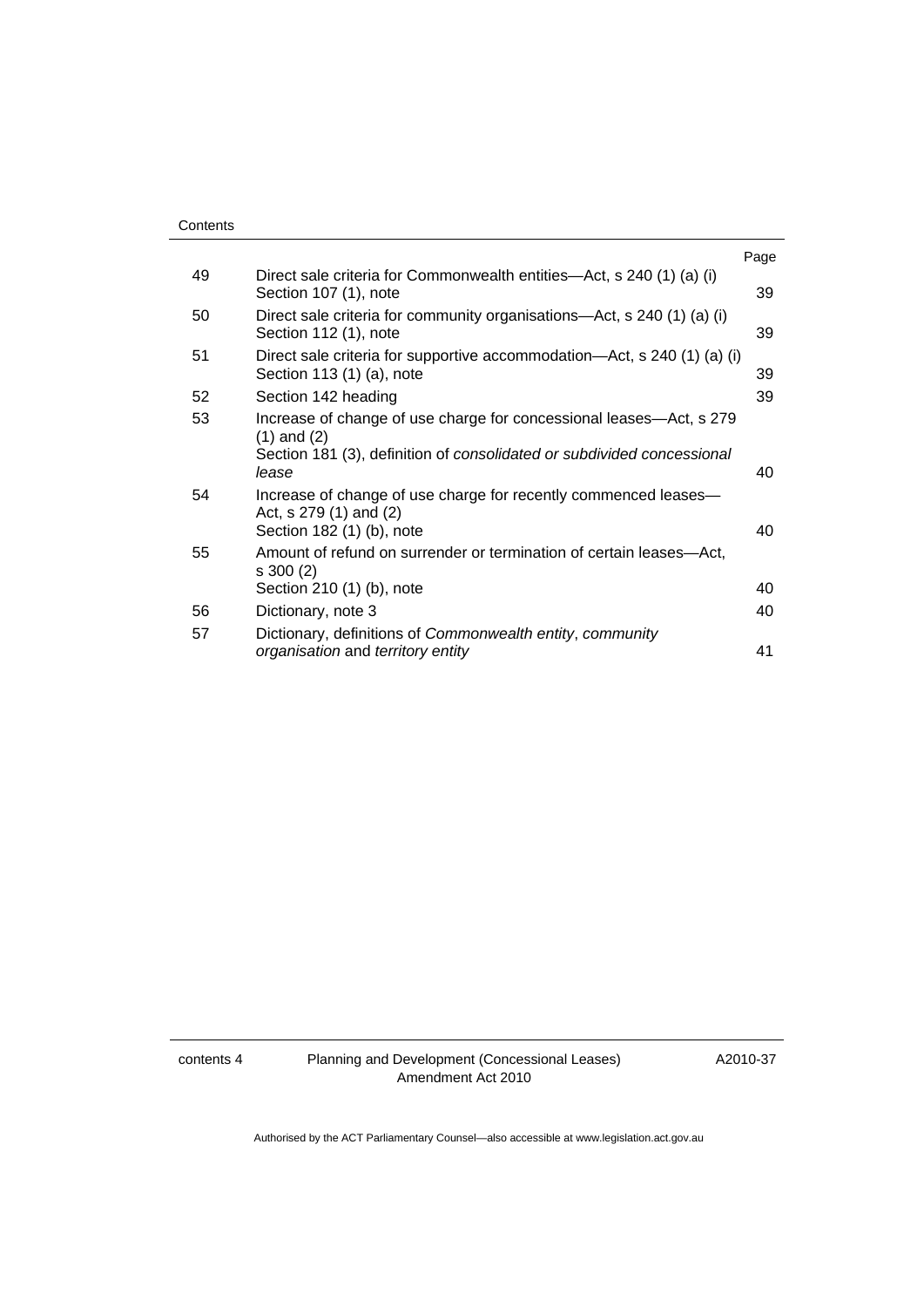| | | Page |
|---|---|---|
| 49 | Direct sale criteria for Commonwealth entities—Act, s 240 (1) (a) (i) Section 107 (1), note | 39 |
| 50 | Direct sale criteria for community organisations—Act, s 240 (1) (a) (i) Section 112 (1), note | 39 |
| 51 | Direct sale criteria for supportive accommodation—Act, s 240 (1) (a) (i) Section 113 (1) (a), note | 39 |
| 52 | Section 142 heading | 39 |
| 53 | Increase of change of use charge for concessional leases—Act, s 279 (1) and (2) Section 181 (3), definition of *consolidated or subdivided concessional lease* | 40 |
| 54 | Increase of change of use charge for recently commenced leases—Act, s 279 (1) and (2) Section 182 (1) (b), note | 40 |
| 55 | Amount of refund on surrender or termination of certain leases—Act, s 300 (2) Section 210 (1) (b), note | 40 |
| 56 | Dictionary, note 3 | 40 |
| 57 | Dictionary, definitions of *Commonwealth entity*, *community organisation* and *territory entity* | 41 |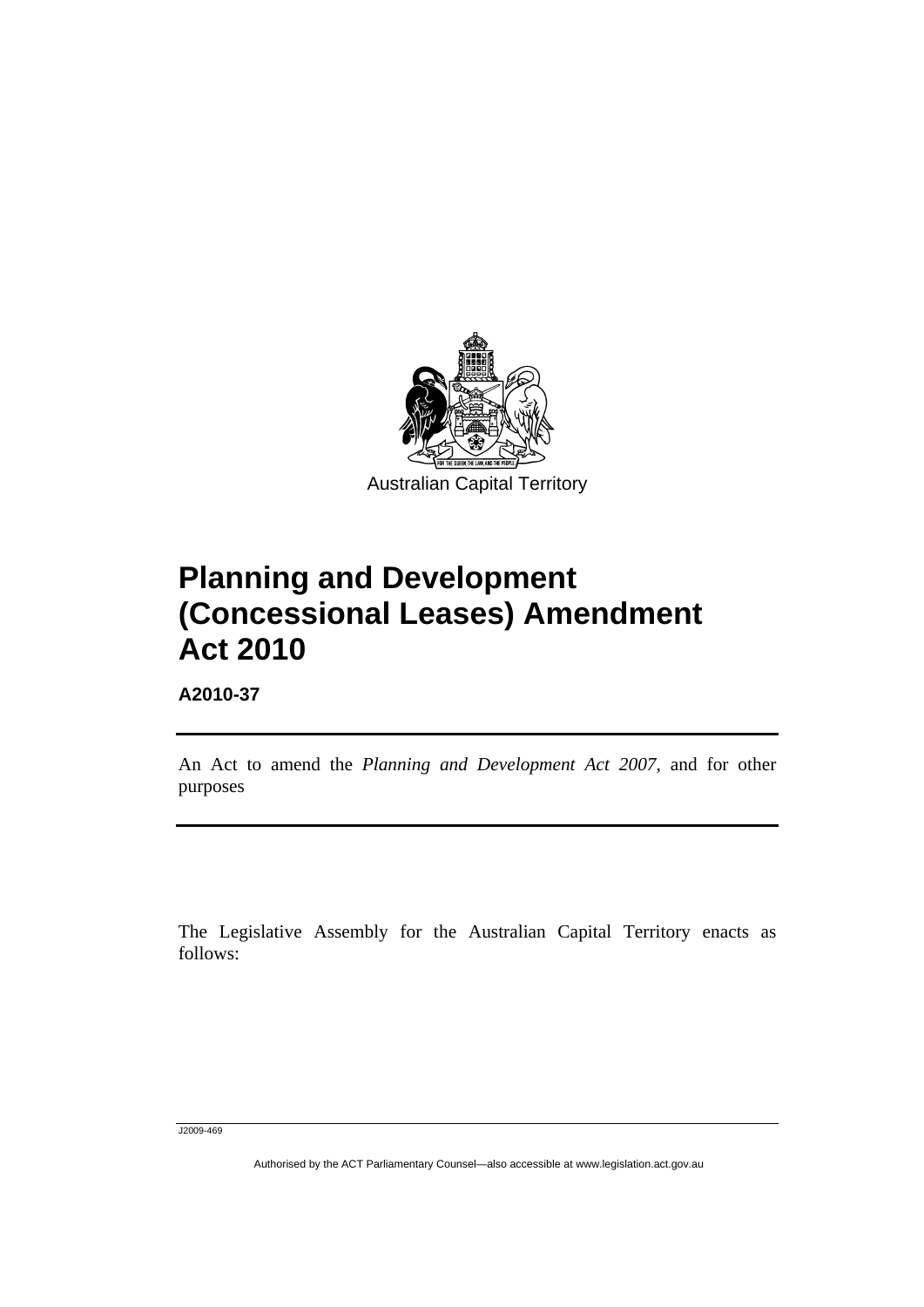Australian Capital Territory

# Planning and Development (Concessional Leases) Amendment Act 2010

**A2010-37**

An Act to amend the *Planning and Development Act 2007*, and for other purposes

The Legislative Assembly for the Australian Capital Territory enacts as follows:

J2009-469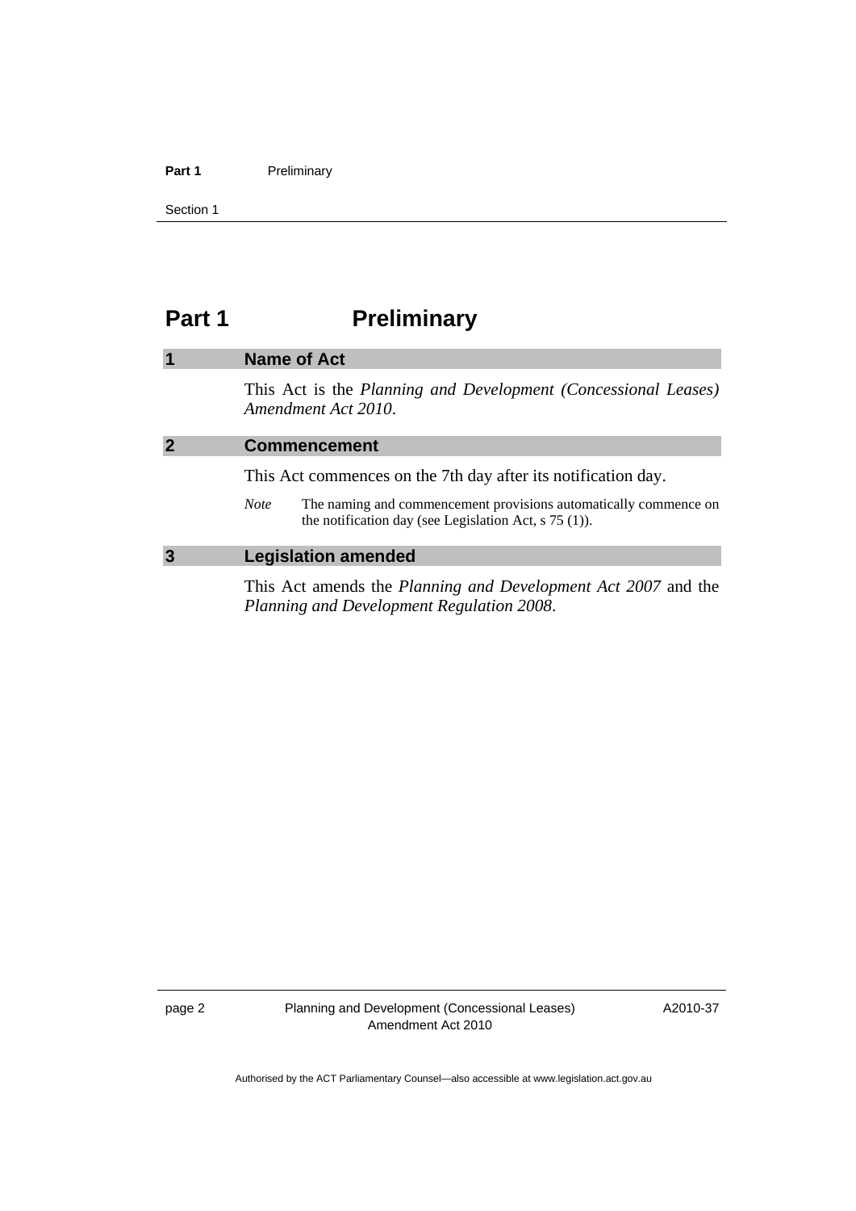# Part 1 Preliminary

## 1 Name of Act

This Act is the *Planning and Development (Concessional Leases) Amendment Act 2010*.

## 2 Commencement

This Act commences on the 7th day after its notification day.

*Note* The naming and commencement provisions automatically commence on the notification day (see Legislation Act, s 75 (1)).

## 3 Legislation amended

This Act amends the *Planning and Development Act 2007* and the *Planning and Development Regulation 2008*.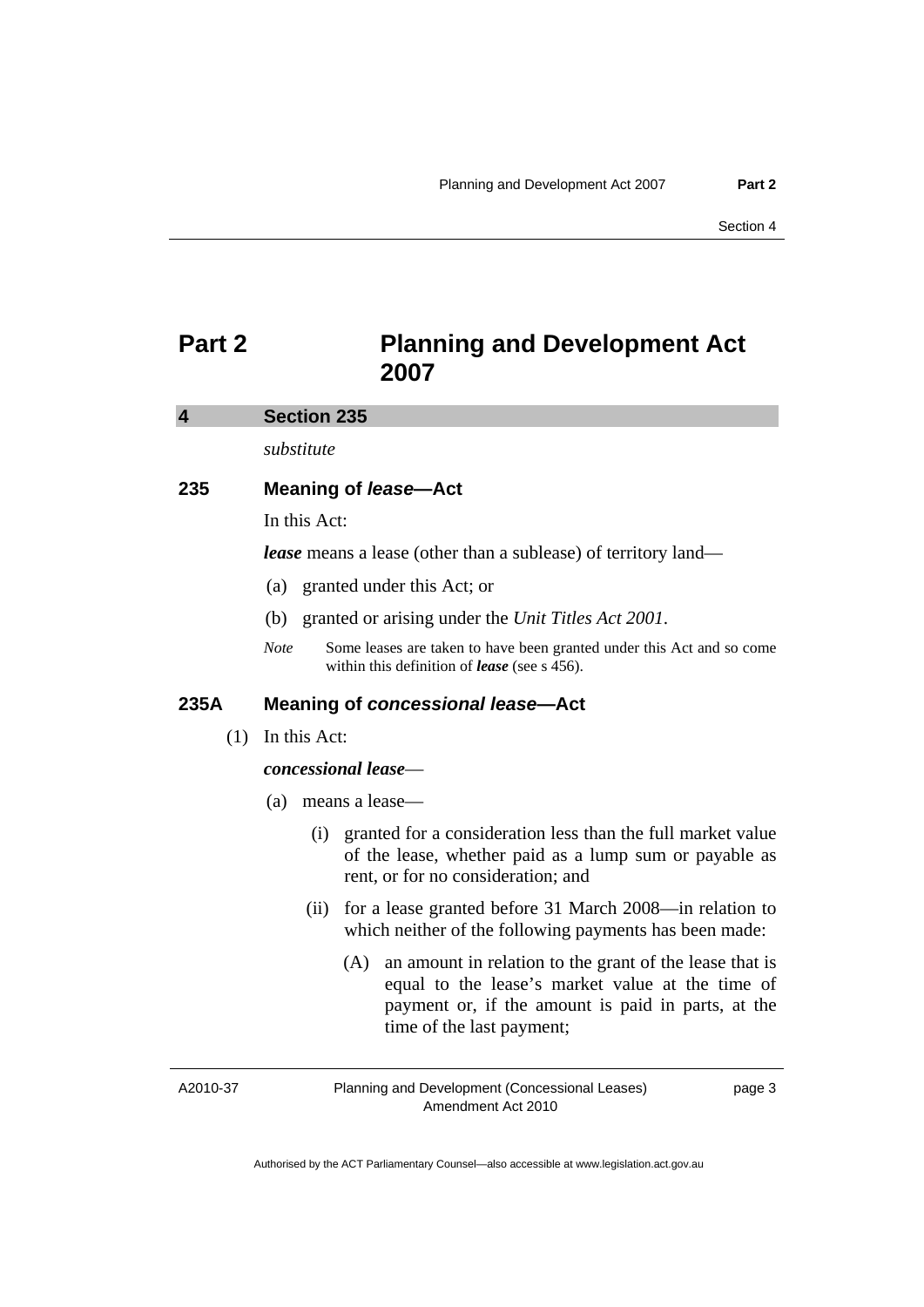# Part 2 Planning and Development Act 2007

## 4 Section 235

*substitute*

### 235 Meaning of *lease*—Act

In this Act:

***lease*** means a lease (other than a sublease) of territory land—

(a) granted under this Act; or

(b) granted or arising under the *Unit Titles Act 2001*.

*Note* Some leases are taken to have been granted under this Act and so come within this definition of ***lease*** (see s 456).

### 235A Meaning of *concessional lease*—Act

(1) In this Act:

***concessional lease***—

(a) means a lease—

(i) granted for a consideration less than the full market value of the lease, whether paid as a lump sum or payable as rent, or for no consideration; and

(ii) for a lease granted before 31 March 2008—in relation to which neither of the following payments has been made:

(A) an amount in relation to the grant of the lease that is equal to the lease's market value at the time of payment or, if the amount is paid in parts, at the time of the last payment;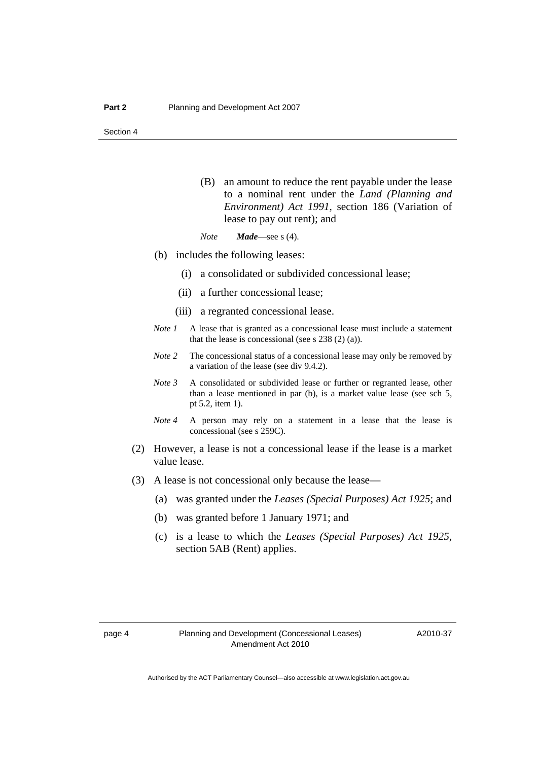(B) an amount to reduce the rent payable under the lease to a nominal rent under the *Land (Planning and Environment) Act 1991*, section 186 (Variation of lease to pay out rent); and

*Note* ***Made***—see s (4).

(b) includes the following leases:

(i) a consolidated or subdivided concessional lease;

(ii) a further concessional lease;

(iii) a regranted concessional lease.

*Note 1* A lease that is granted as a concessional lease must include a statement that the lease is concessional (see s 238 (2) (a)).

*Note 2* The concessional status of a concessional lease may only be removed by a variation of the lease (see div 9.4.2).

*Note 3* A consolidated or subdivided lease or further or regranted lease, other than a lease mentioned in par (b), is a market value lease (see sch 5, pt 5.2, item 1).

*Note 4* A person may rely on a statement in a lease that the lease is concessional (see s 259C).

(2) However, a lease is not a concessional lease if the lease is a market value lease.

(3) A lease is not concessional only because the lease—

(a) was granted under the *Leases (Special Purposes) Act 1925*; and

(b) was granted before 1 January 1971; and

(c) is a lease to which the *Leases (Special Purposes) Act 1925*, section 5AB (Rent) applies.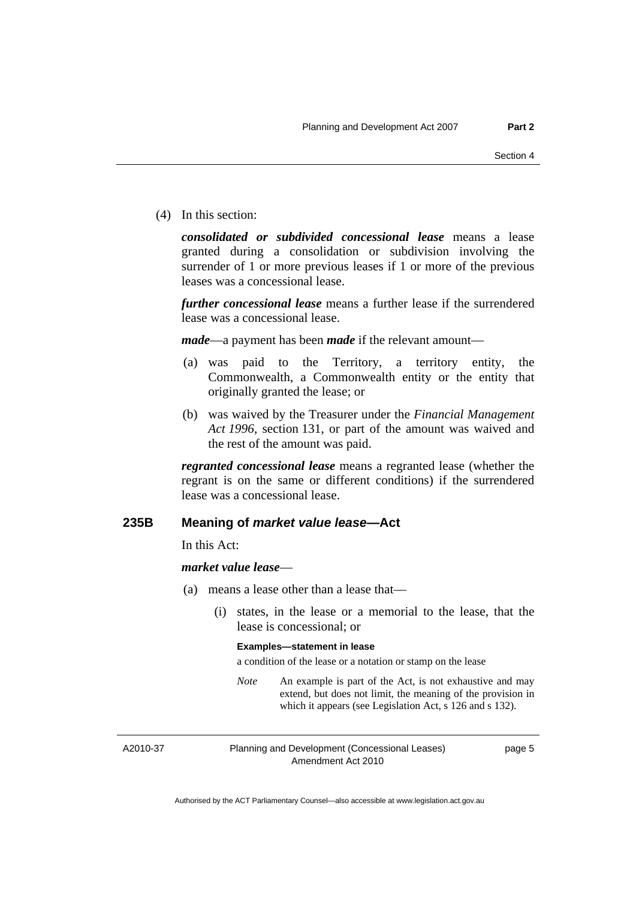(4) In this section:

***consolidated or subdivided concessional lease*** means a lease granted during a consolidation or subdivision involving the surrender of 1 or more previous leases if 1 or more of the previous leases was a concessional lease.

***further concessional lease*** means a further lease if the surrendered lease was a concessional lease.

***made***—a payment has been ***made*** if the relevant amount—

(a) was paid to the Territory, a territory entity, the Commonwealth, a Commonwealth entity or the entity that originally granted the lease; or

(b) was waived by the Treasurer under the *Financial Management Act 1996*, section 131, or part of the amount was waived and the rest of the amount was paid.

***regranted concessional lease*** means a regranted lease (whether the regrant is on the same or different conditions) if the surrendered lease was a concessional lease.

### 235B Meaning of *market value lease*—Act

In this Act:

***market value lease***—

(a) means a lease other than a lease that—

(i) states, in the lease or a memorial to the lease, that the lease is concessional; or

**Examples—statement in lease**

a condition of the lease or a notation or stamp on the lease

*Note* An example is part of the Act, is not exhaustive and may extend, but does not limit, the meaning of the provision in which it appears (see Legislation Act, s 126 and s 132).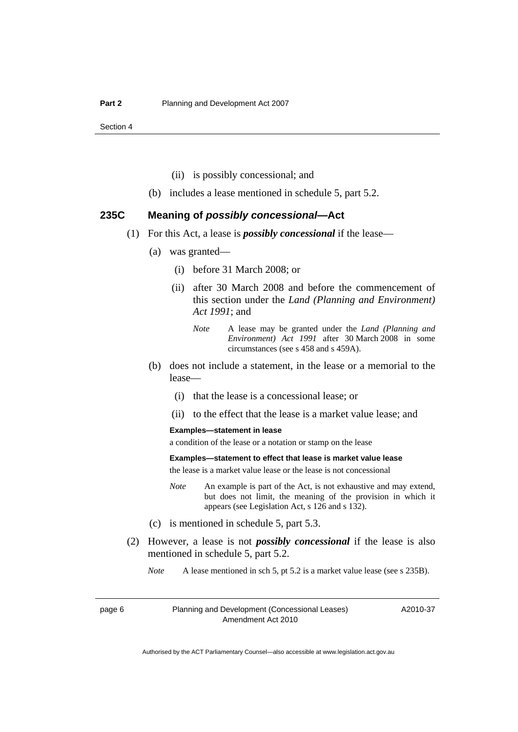(ii) is possibly concessional; and

(b) includes a lease mentioned in schedule 5, part 5.2.

### 235C Meaning of *possibly concessional*—Act

(1) For this Act, a lease is ***possibly concessional*** if the lease—

(a) was granted—

(i) before 31 March 2008; or

(ii) after 30 March 2008 and before the commencement of this section under the *Land (Planning and Environment) Act 1991*; and

*Note* A lease may be granted under the *Land (Planning and Environment) Act 1991* after 30 March 2008 in some circumstances (see s 458 and s 459A).

(b) does not include a statement, in the lease or a memorial to the lease—

(i) that the lease is a concessional lease; or

(ii) to the effect that the lease is a market value lease; and

**Examples—statement in lease**

a condition of the lease or a notation or stamp on the lease

**Examples—statement to effect that lease is market value lease**

the lease is a market value lease or the lease is not concessional

*Note* An example is part of the Act, is not exhaustive and may extend, but does not limit, the meaning of the provision in which it appears (see Legislation Act, s 126 and s 132).

(c) is mentioned in schedule 5, part 5.3.

(2) However, a lease is not ***possibly concessional*** if the lease is also mentioned in schedule 5, part 5.2.

*Note* A lease mentioned in sch 5, pt 5.2 is a market value lease (see s 235B).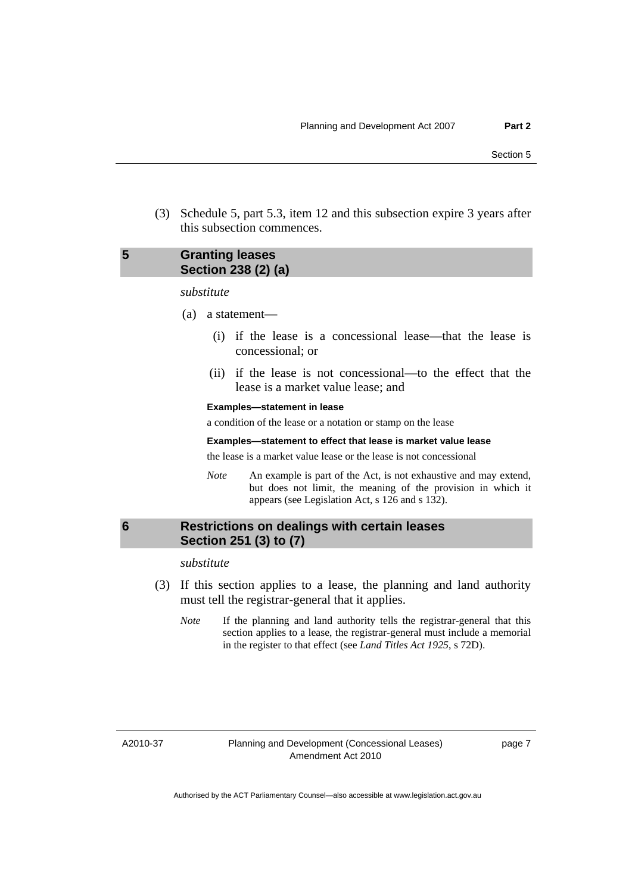(3) Schedule 5, part 5.3, item 12 and this subsection expire 3 years after this subsection commences.

## 5 Granting leases Section 238 (2) (a)

*substitute*

(a) a statement—

(i) if the lease is a concessional lease—that the lease is concessional; or

(ii) if the lease is not concessional—to the effect that the lease is a market value lease; and

**Examples—statement in lease**

a condition of the lease or a notation or stamp on the lease

**Examples—statement to effect that lease is market value lease**

the lease is a market value lease or the lease is not concessional

*Note* An example is part of the Act, is not exhaustive and may extend, but does not limit, the meaning of the provision in which it appears (see Legislation Act, s 126 and s 132).

## 6 Restrictions on dealings with certain leases Section 251 (3) to (7)

*substitute*

(3) If this section applies to a lease, the planning and land authority must tell the registrar-general that it applies.

*Note* If the planning and land authority tells the registrar-general that this section applies to a lease, the registrar-general must include a memorial in the register to that effect (see *Land Titles Act 1925*, s 72D).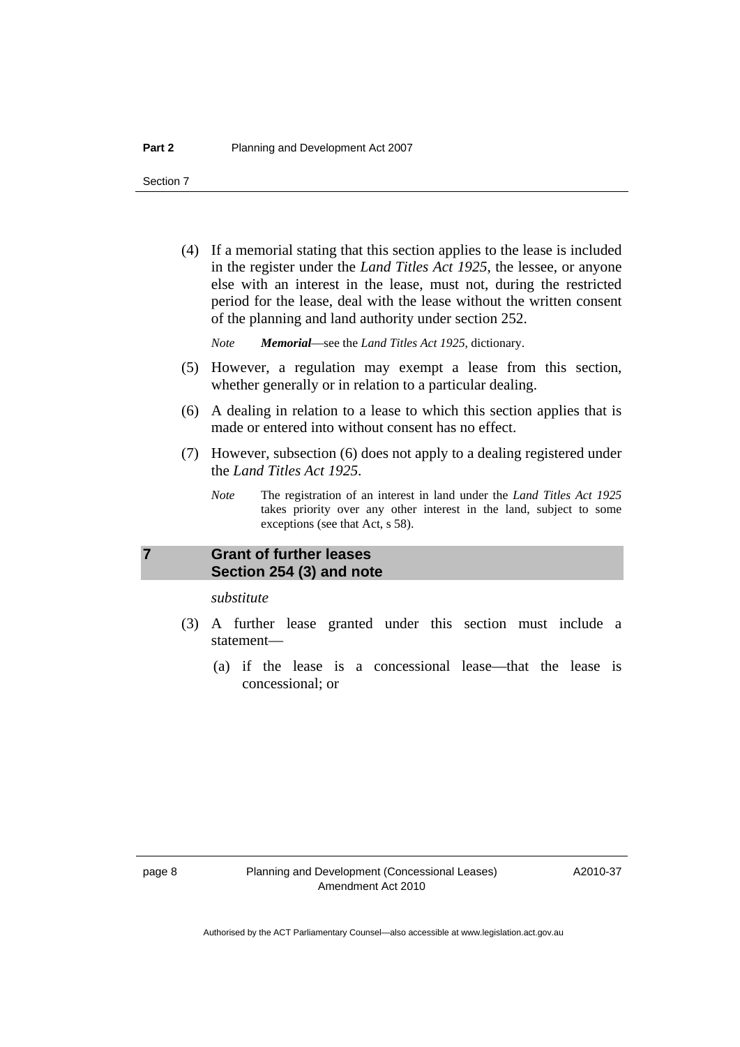(4) If a memorial stating that this section applies to the lease is included in the register under the *Land Titles Act 1925*, the lessee, or anyone else with an interest in the lease, must not, during the restricted period for the lease, deal with the lease without the written consent of the planning and land authority under section 252.

*Note* ***Memorial***—see the *Land Titles Act 1925*, dictionary.

(5) However, a regulation may exempt a lease from this section, whether generally or in relation to a particular dealing.

(6) A dealing in relation to a lease to which this section applies that is made or entered into without consent has no effect.

(7) However, subsection (6) does not apply to a dealing registered under the *Land Titles Act 1925*.

*Note* The registration of an interest in land under the *Land Titles Act 1925* takes priority over any other interest in the land, subject to some exceptions (see that Act, s 58).

## 7 Grant of further leases Section 254 (3) and note

*substitute*

(3) A further lease granted under this section must include a statement—

(a) if the lease is a concessional lease—that the lease is concessional; or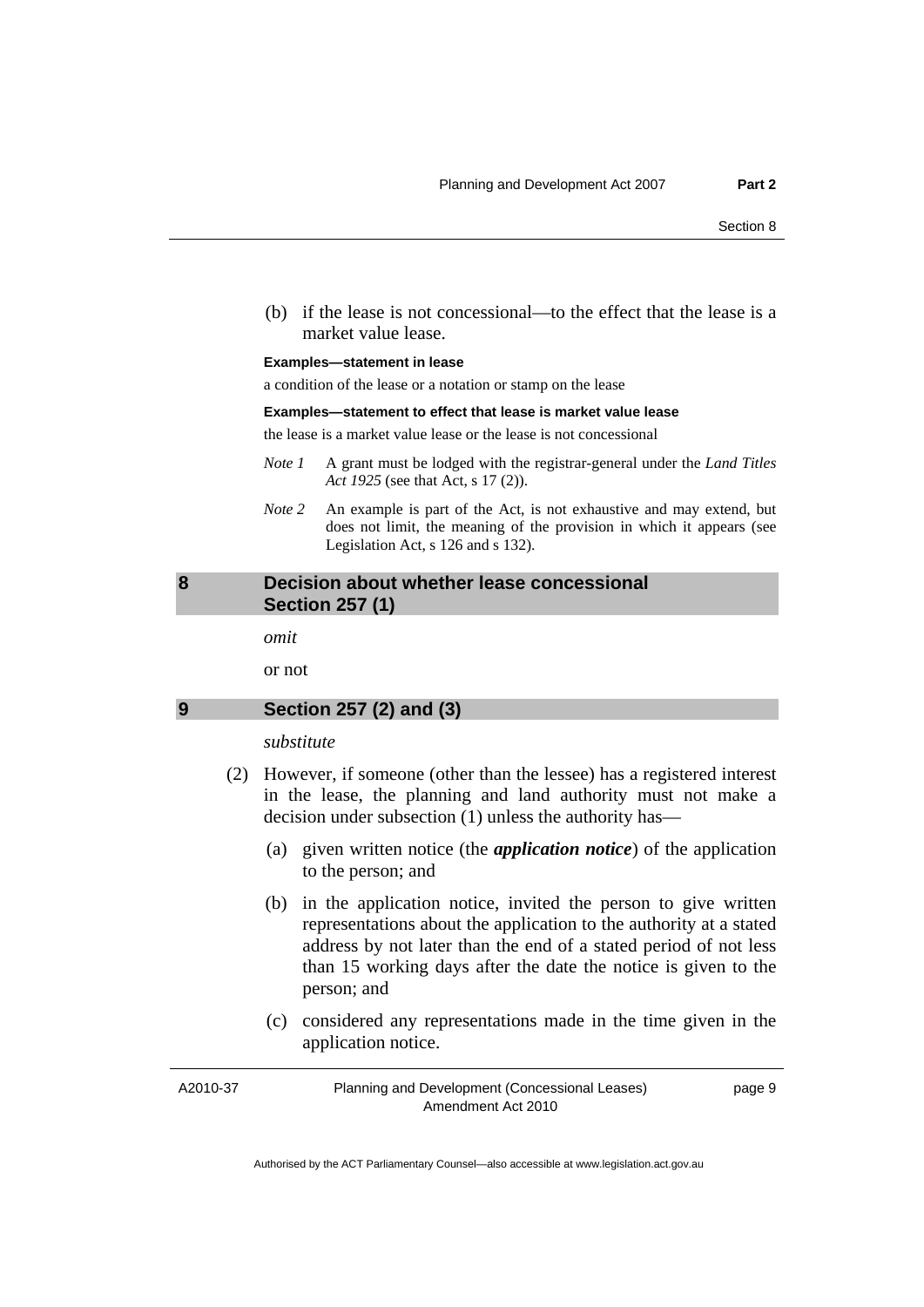(b) if the lease is not concessional—to the effect that the lease is a market value lease.

**Examples—statement in lease**

a condition of the lease or a notation or stamp on the lease

**Examples—statement to effect that lease is market value lease**

the lease is a market value lease or the lease is not concessional

*Note 1* A grant must be lodged with the registrar-general under the *Land Titles Act 1925* (see that Act, s 17 (2)).

*Note 2* An example is part of the Act, is not exhaustive and may extend, but does not limit, the meaning of the provision in which it appears (see Legislation Act, s 126 and s 132).

## 8 Decision about whether lease concessional Section 257 (1)

*omit*

or not

## 9 Section 257 (2) and (3)

*substitute*

(2) However, if someone (other than the lessee) has a registered interest in the lease, the planning and land authority must not make a decision under subsection (1) unless the authority has—

(a) given written notice (the ***application notice***) of the application to the person; and

(b) in the application notice, invited the person to give written representations about the application to the authority at a stated address by not later than the end of a stated period of not less than 15 working days after the date the notice is given to the person; and

(c) considered any representations made in the time given in the application notice.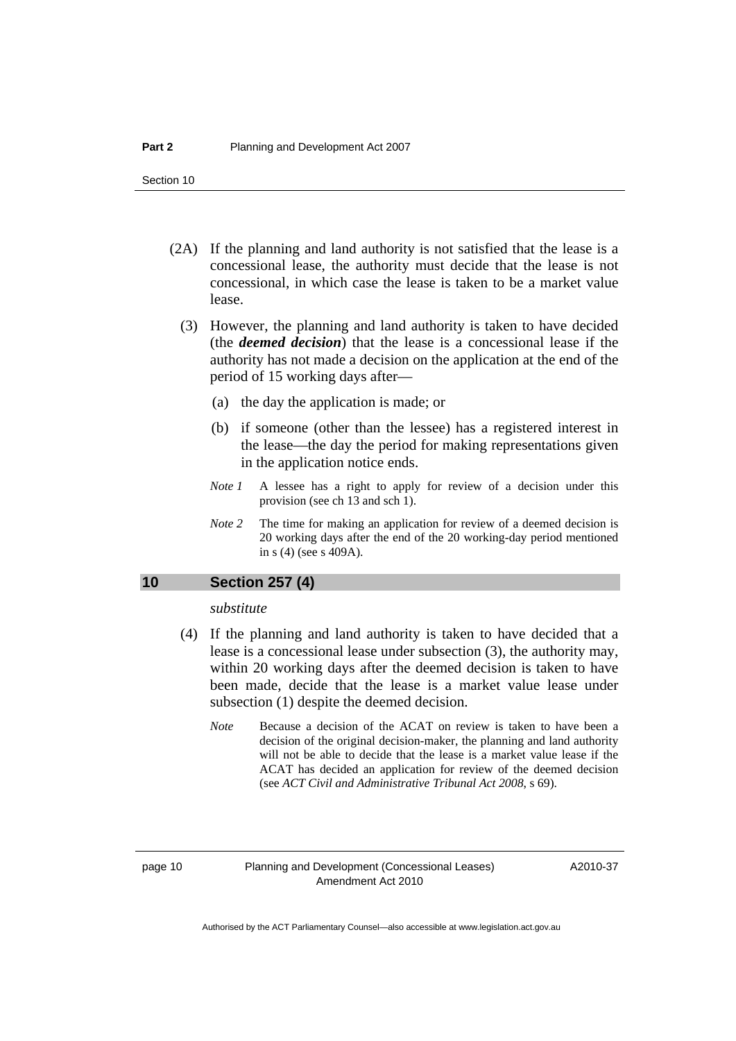(2A) If the planning and land authority is not satisfied that the lease is a concessional lease, the authority must decide that the lease is not concessional, in which case the lease is taken to be a market value lease.

(3) However, the planning and land authority is taken to have decided (the ***deemed decision***) that the lease is a concessional lease if the authority has not made a decision on the application at the end of the period of 15 working days after—

(a) the day the application is made; or

(b) if someone (other than the lessee) has a registered interest in the lease—the day the period for making representations given in the application notice ends.

*Note 1* A lessee has a right to apply for review of a decision under this provision (see ch 13 and sch 1).

*Note 2* The time for making an application for review of a deemed decision is 20 working days after the end of the 20 working-day period mentioned in s (4) (see s 409A).

## 10 Section 257 (4)

*substitute*

(4) If the planning and land authority is taken to have decided that a lease is a concessional lease under subsection (3), the authority may, within 20 working days after the deemed decision is taken to have been made, decide that the lease is a market value lease under subsection (1) despite the deemed decision.

*Note* Because a decision of the ACAT on review is taken to have been a decision of the original decision-maker, the planning and land authority will not be able to decide that the lease is a market value lease if the ACAT has decided an application for review of the deemed decision (see *ACT Civil and Administrative Tribunal Act 2008*, s 69).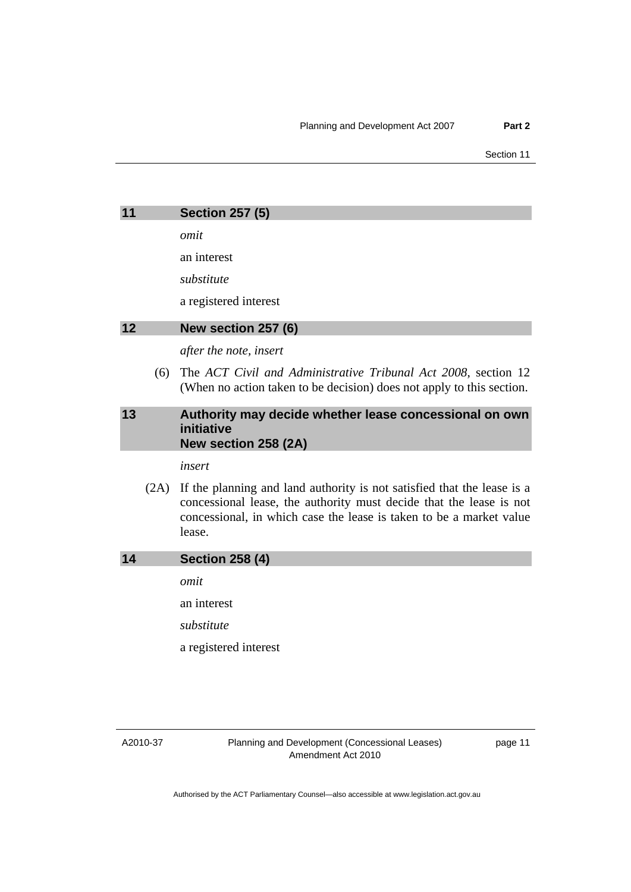## 11 Section 257 (5)

*omit*

an interest

*substitute*

a registered interest

## 12 New section 257 (6)

*after the note, insert*

(6) The *ACT Civil and Administrative Tribunal Act 2008*, section 12 (When no action taken to be decision) does not apply to this section.

## 13 Authority may decide whether lease concessional on own initiative New section 258 (2A)

*insert*

(2A) If the planning and land authority is not satisfied that the lease is a concessional lease, the authority must decide that the lease is not concessional, in which case the lease is taken to be a market value lease.

## 14 Section 258 (4)

*omit*

an interest

*substitute*

a registered interest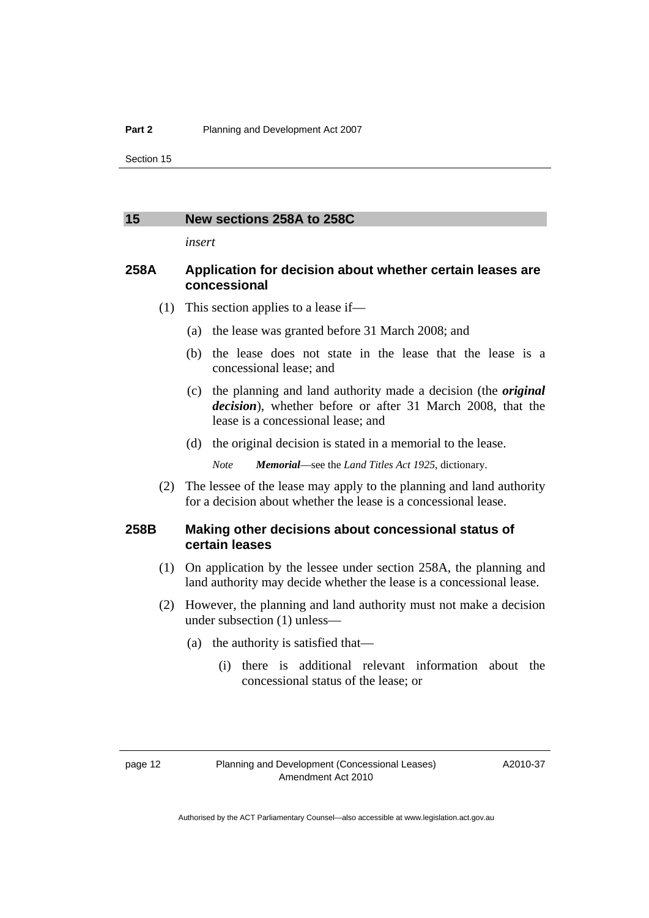## 15 New sections 258A to 258C

*insert*

### 258A Application for decision about whether certain leases are concessional

(1) This section applies to a lease if—

(a) the lease was granted before 31 March 2008; and

(b) the lease does not state in the lease that the lease is a concessional lease; and

(c) the planning and land authority made a decision (the ***original decision***), whether before or after 31 March 2008, that the lease is a concessional lease; and

(d) the original decision is stated in a memorial to the lease.

*Note* ***Memorial***—see the *Land Titles Act 1925*, dictionary.

(2) The lessee of the lease may apply to the planning and land authority for a decision about whether the lease is a concessional lease.

### 258B Making other decisions about concessional status of certain leases

(1) On application by the lessee under section 258A, the planning and land authority may decide whether the lease is a concessional lease.

(2) However, the planning and land authority must not make a decision under subsection (1) unless—

(a) the authority is satisfied that—

(i) there is additional relevant information about the concessional status of the lease; or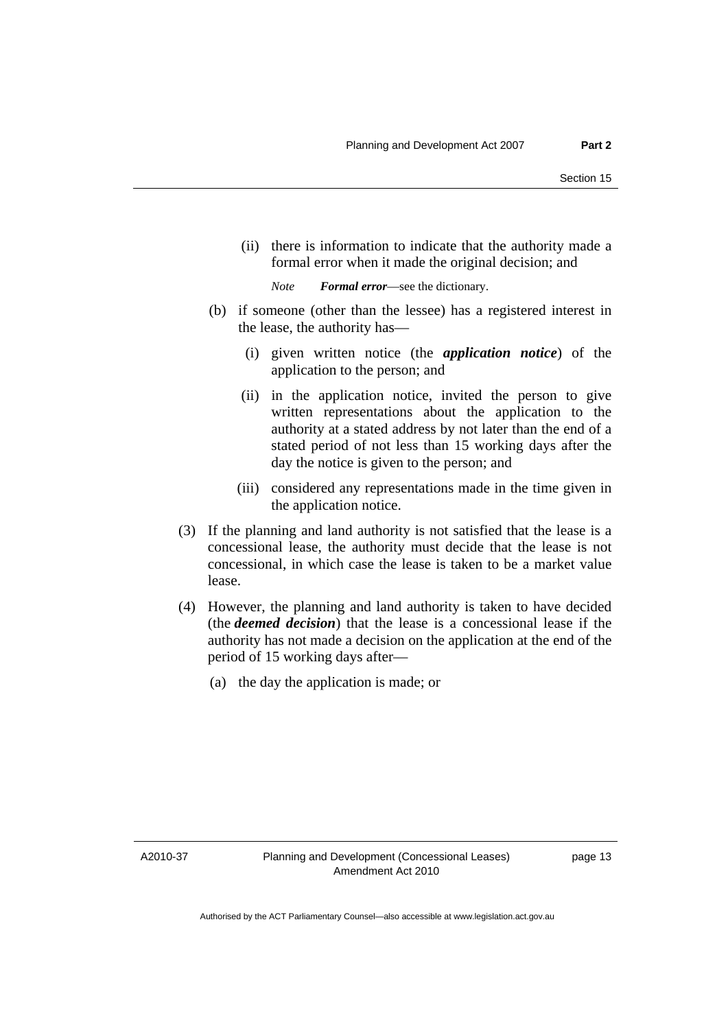(ii) there is information to indicate that the authority made a formal error when it made the original decision; and

*Note* ***Formal error***—see the dictionary.

(b) if someone (other than the lessee) has a registered interest in the lease, the authority has—

(i) given written notice (the ***application notice***) of the application to the person; and

(ii) in the application notice, invited the person to give written representations about the application to the authority at a stated address by not later than the end of a stated period of not less than 15 working days after the day the notice is given to the person; and

(iii) considered any representations made in the time given in the application notice.

(3) If the planning and land authority is not satisfied that the lease is a concessional lease, the authority must decide that the lease is not concessional, in which case the lease is taken to be a market value lease.

(4) However, the planning and land authority is taken to have decided (the ***deemed decision***) that the lease is a concessional lease if the authority has not made a decision on the application at the end of the period of 15 working days after—

(a) the day the application is made; or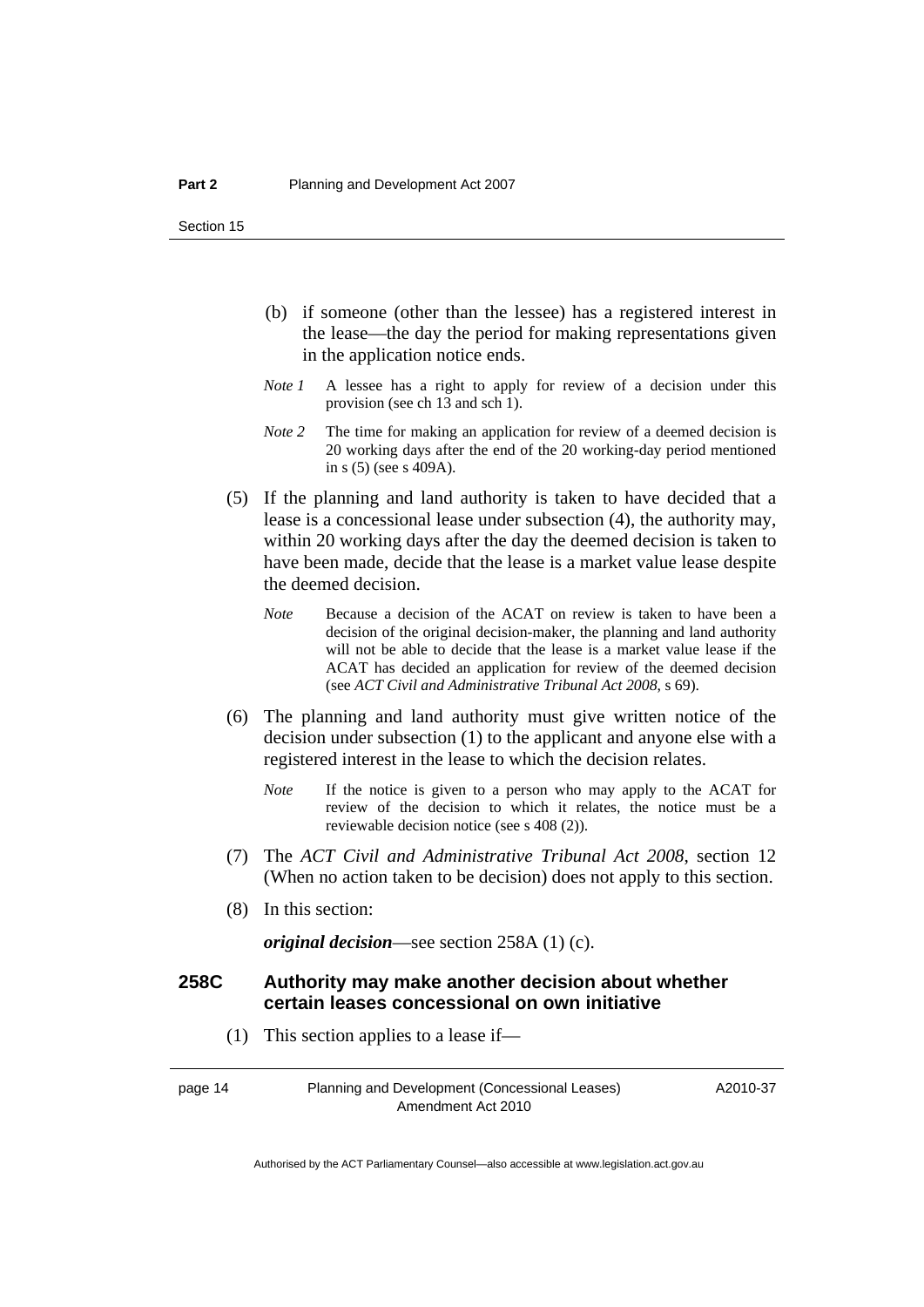(b) if someone (other than the lessee) has a registered interest in the lease—the day the period for making representations given in the application notice ends.

*Note 1* A lessee has a right to apply for review of a decision under this provision (see ch 13 and sch 1).

*Note 2* The time for making an application for review of a deemed decision is 20 working days after the end of the 20 working-day period mentioned in s (5) (see s 409A).

(5) If the planning and land authority is taken to have decided that a lease is a concessional lease under subsection (4), the authority may, within 20 working days after the day the deemed decision is taken to have been made, decide that the lease is a market value lease despite the deemed decision.

*Note* Because a decision of the ACAT on review is taken to have been a decision of the original decision-maker, the planning and land authority will not be able to decide that the lease is a market value lease if the ACAT has decided an application for review of the deemed decision (see *ACT Civil and Administrative Tribunal Act 2008*, s 69).

(6) The planning and land authority must give written notice of the decision under subsection (1) to the applicant and anyone else with a registered interest in the lease to which the decision relates.

*Note* If the notice is given to a person who may apply to the ACAT for review of the decision to which it relates, the notice must be a reviewable decision notice (see s 408 (2)).

(7) The *ACT Civil and Administrative Tribunal Act 2008*, section 12 (When no action taken to be decision) does not apply to this section.

(8) In this section:

***original decision***—see section 258A (1) (c).

### 258C Authority may make another decision about whether certain leases concessional on own initiative

(1) This section applies to a lease if—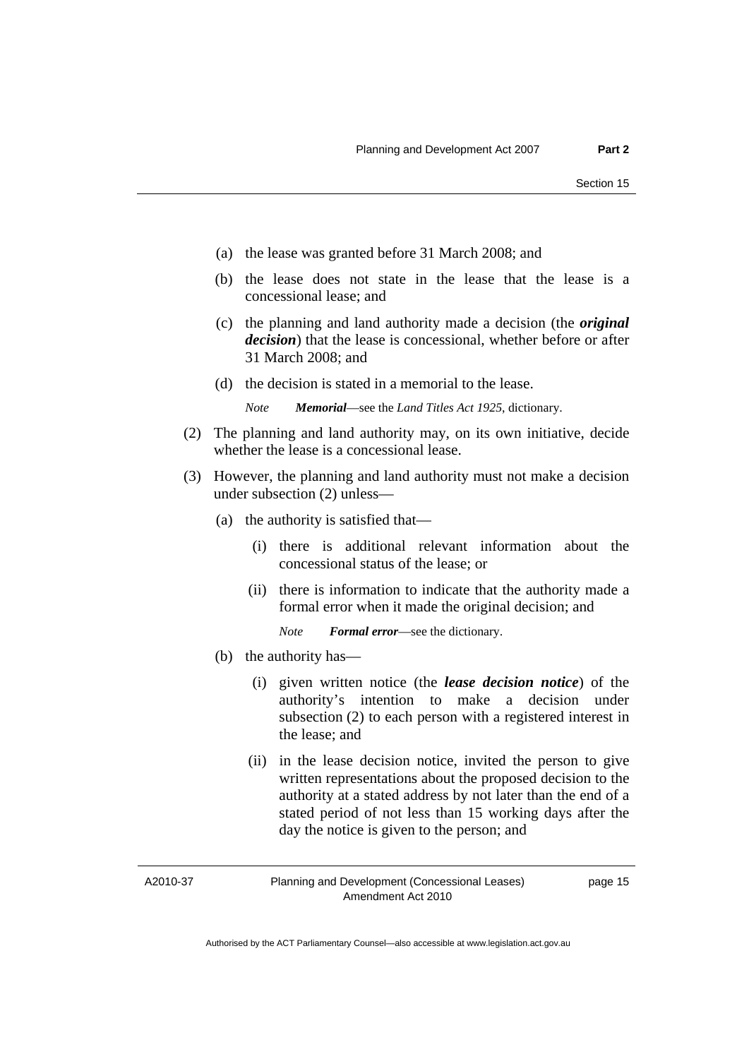(a) the lease was granted before 31 March 2008; and

(b) the lease does not state in the lease that the lease is a concessional lease; and

(c) the planning and land authority made a decision (the ***original decision***) that the lease is concessional, whether before or after 31 March 2008; and

(d) the decision is stated in a memorial to the lease.

*Note* ***Memorial***—see the *Land Titles Act 1925*, dictionary.

(2) The planning and land authority may, on its own initiative, decide whether the lease is a concessional lease.

(3) However, the planning and land authority must not make a decision under subsection (2) unless—

(a) the authority is satisfied that—

(i) there is additional relevant information about the concessional status of the lease; or

(ii) there is information to indicate that the authority made a formal error when it made the original decision; and

*Note* ***Formal error***—see the dictionary.

(b) the authority has—

(i) given written notice (the ***lease decision notice***) of the authority's intention to make a decision under subsection (2) to each person with a registered interest in the lease; and

(ii) in the lease decision notice, invited the person to give written representations about the proposed decision to the authority at a stated address by not later than the end of a stated period of not less than 15 working days after the day the notice is given to the person; and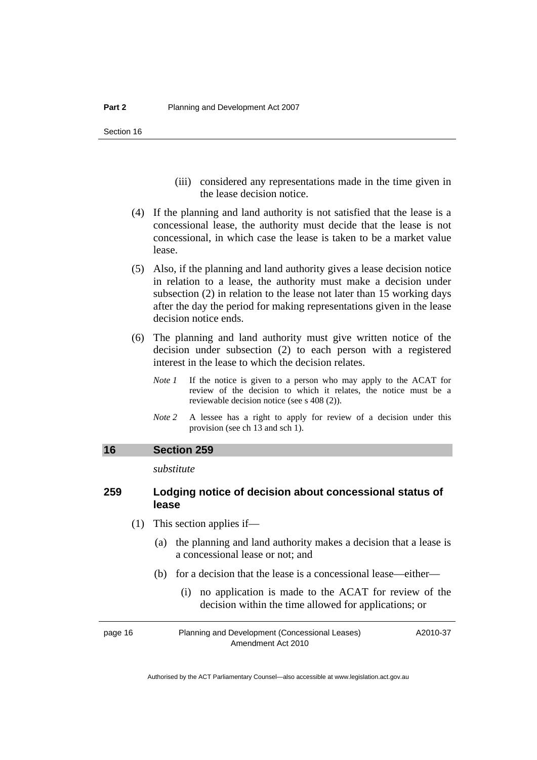(iii) considered any representations made in the time given in the lease decision notice.

(4) If the planning and land authority is not satisfied that the lease is a concessional lease, the authority must decide that the lease is not concessional, in which case the lease is taken to be a market value lease.

(5) Also, if the planning and land authority gives a lease decision notice in relation to a lease, the authority must make a decision under subsection (2) in relation to the lease not later than 15 working days after the day the period for making representations given in the lease decision notice ends.

(6) The planning and land authority must give written notice of the decision under subsection (2) to each person with a registered interest in the lease to which the decision relates.

*Note 1* If the notice is given to a person who may apply to the ACAT for review of the decision to which it relates, the notice must be a reviewable decision notice (see s 408 (2)).

*Note 2* A lessee has a right to apply for review of a decision under this provision (see ch 13 and sch 1).

## 16 Section 259

*substitute*

### 259 Lodging notice of decision about concessional status of lease

(1) This section applies if—

(a) the planning and land authority makes a decision that a lease is a concessional lease or not; and

(b) for a decision that the lease is a concessional lease—either—

(i) no application is made to the ACAT for review of the decision within the time allowed for applications; or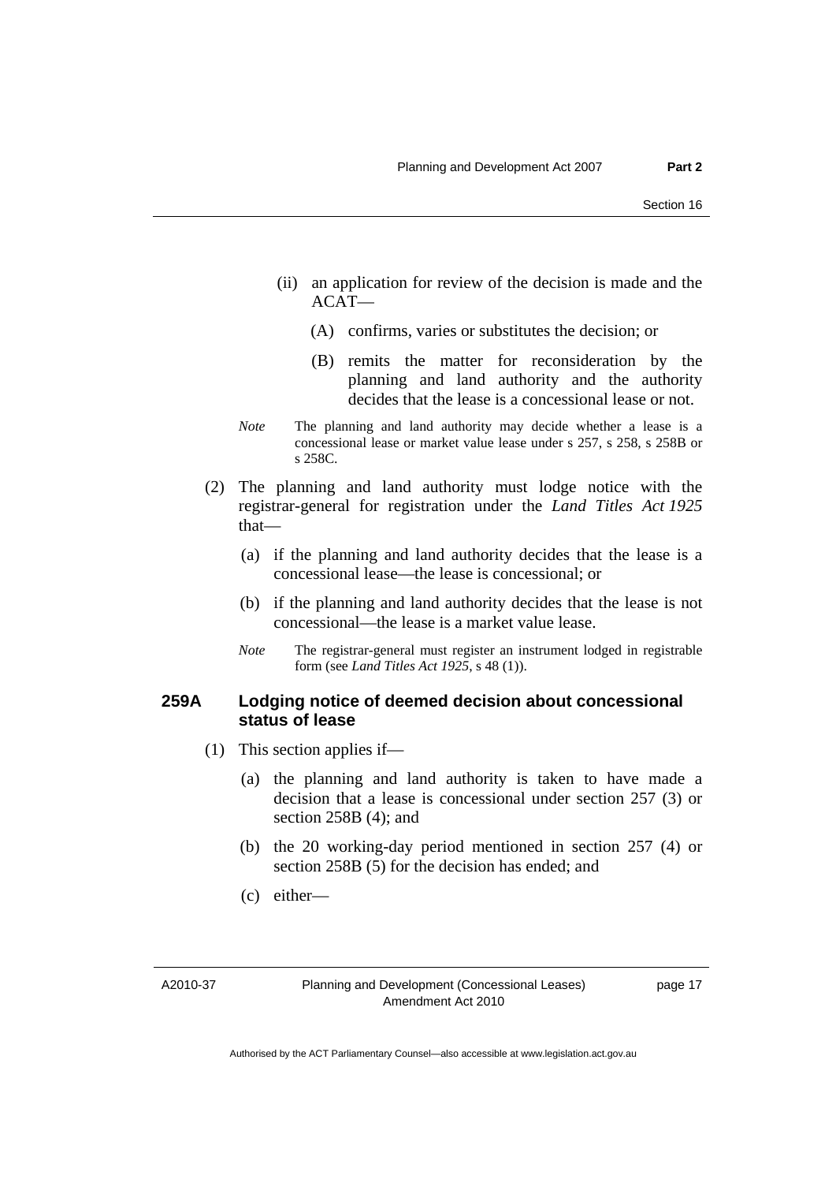(ii) an application for review of the decision is made and the ACAT—

(A) confirms, varies or substitutes the decision; or

(B) remits the matter for reconsideration by the planning and land authority and the authority decides that the lease is a concessional lease or not.

*Note* The planning and land authority may decide whether a lease is a concessional lease or market value lease under s 257, s 258, s 258B or s 258C.

(2) The planning and land authority must lodge notice with the registrar-general for registration under the *Land Titles Act 1925* that—

(a) if the planning and land authority decides that the lease is a concessional lease—the lease is concessional; or

(b) if the planning and land authority decides that the lease is not concessional—the lease is a market value lease.

*Note* The registrar-general must register an instrument lodged in registrable form (see *Land Titles Act 1925*, s 48 (1)).

### 259A Lodging notice of deemed decision about concessional status of lease

(1) This section applies if—

(a) the planning and land authority is taken to have made a decision that a lease is concessional under section 257 (3) or section 258B (4); and

(b) the 20 working-day period mentioned in section 257 (4) or section 258B (5) for the decision has ended; and

(c) either—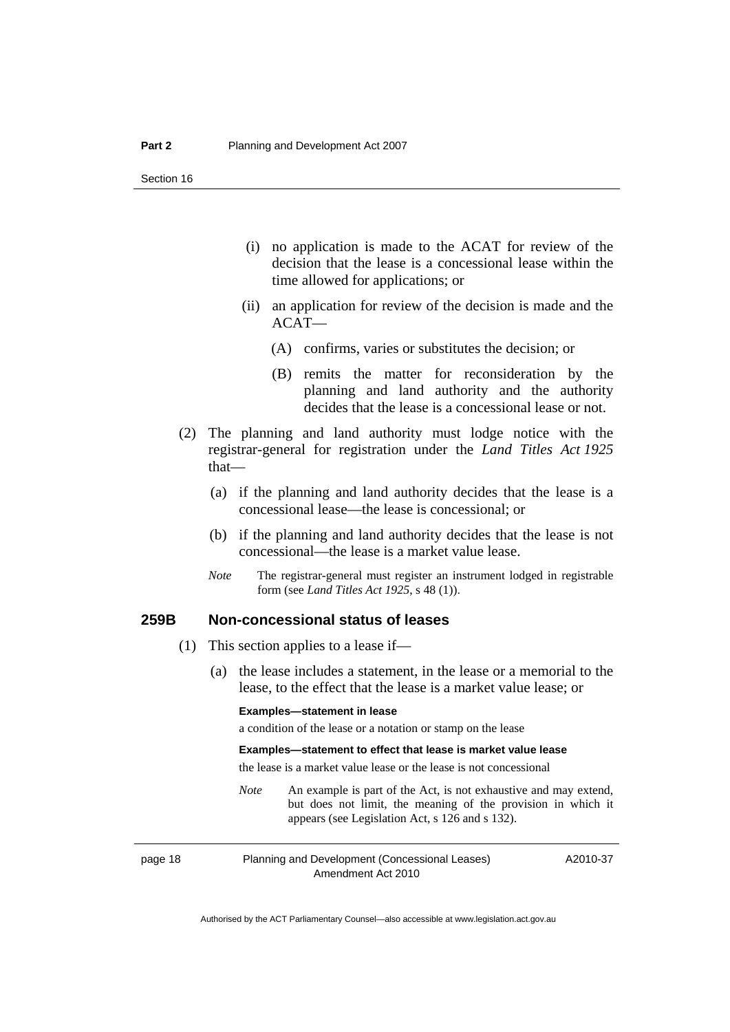(i) no application is made to the ACAT for review of the decision that the lease is a concessional lease within the time allowed for applications; or

(ii) an application for review of the decision is made and the ACAT—

(A) confirms, varies or substitutes the decision; or

(B) remits the matter for reconsideration by the planning and land authority and the authority decides that the lease is a concessional lease or not.

(2) The planning and land authority must lodge notice with the registrar-general for registration under the *Land Titles Act 1925* that—

(a) if the planning and land authority decides that the lease is a concessional lease—the lease is concessional; or

(b) if the planning and land authority decides that the lease is not concessional—the lease is a market value lease.

*Note* The registrar-general must register an instrument lodged in registrable form (see *Land Titles Act 1925*, s 48 (1)).

### 259B Non-concessional status of leases

(1) This section applies to a lease if—

(a) the lease includes a statement, in the lease or a memorial to the lease, to the effect that the lease is a market value lease; or

**Examples—statement in lease**

a condition of the lease or a notation or stamp on the lease

**Examples—statement to effect that lease is market value lease**

the lease is a market value lease or the lease is not concessional

*Note* An example is part of the Act, is not exhaustive and may extend, but does not limit, the meaning of the provision in which it appears (see Legislation Act, s 126 and s 132).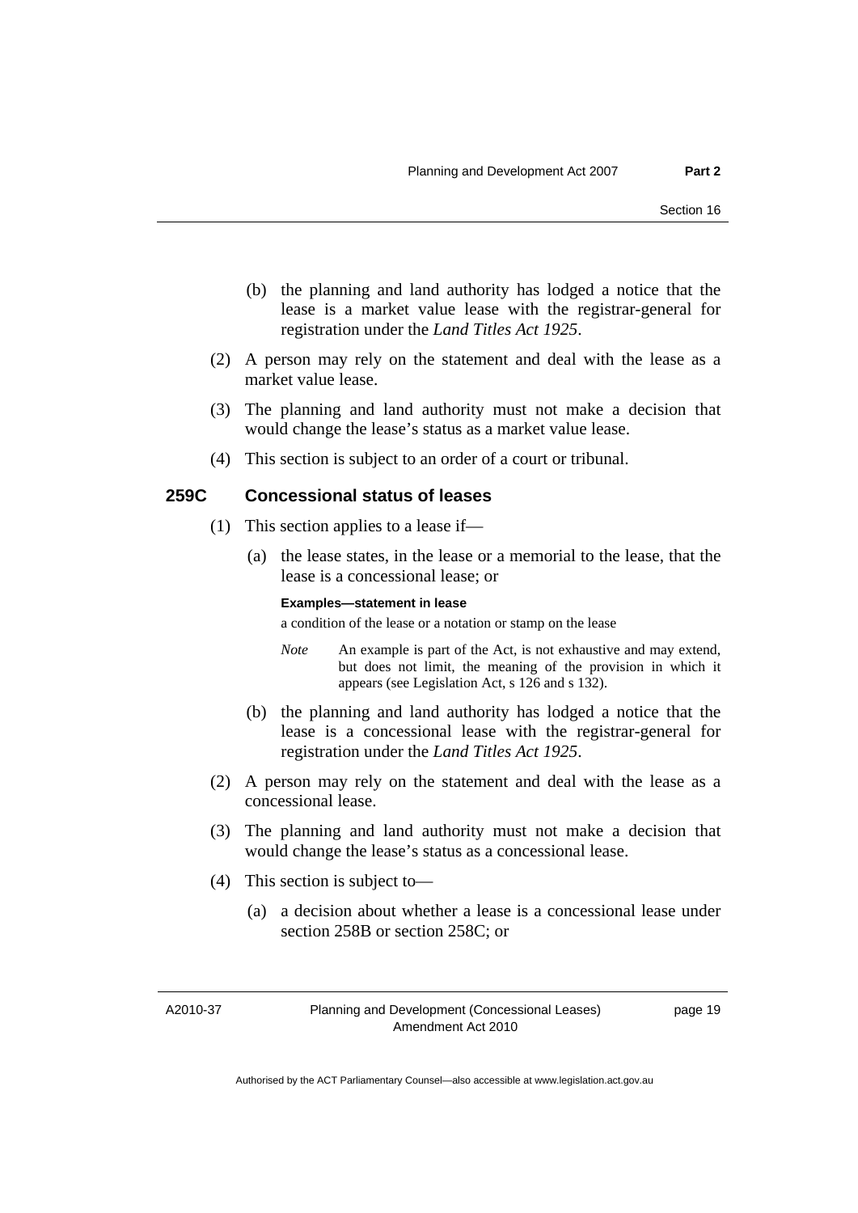(b) the planning and land authority has lodged a notice that the lease is a market value lease with the registrar-general for registration under the *Land Titles Act 1925*.

(2) A person may rely on the statement and deal with the lease as a market value lease.

(3) The planning and land authority must not make a decision that would change the lease's status as a market value lease.

(4) This section is subject to an order of a court or tribunal.

### 259C Concessional status of leases

(1) This section applies to a lease if—

(a) the lease states, in the lease or a memorial to the lease, that the lease is a concessional lease; or

**Examples—statement in lease**

a condition of the lease or a notation or stamp on the lease

*Note* An example is part of the Act, is not exhaustive and may extend, but does not limit, the meaning of the provision in which it appears (see Legislation Act, s 126 and s 132).

(b) the planning and land authority has lodged a notice that the lease is a concessional lease with the registrar-general for registration under the *Land Titles Act 1925*.

(2) A person may rely on the statement and deal with the lease as a concessional lease.

(3) The planning and land authority must not make a decision that would change the lease's status as a concessional lease.

(4) This section is subject to—

(a) a decision about whether a lease is a concessional lease under section 258B or section 258C; or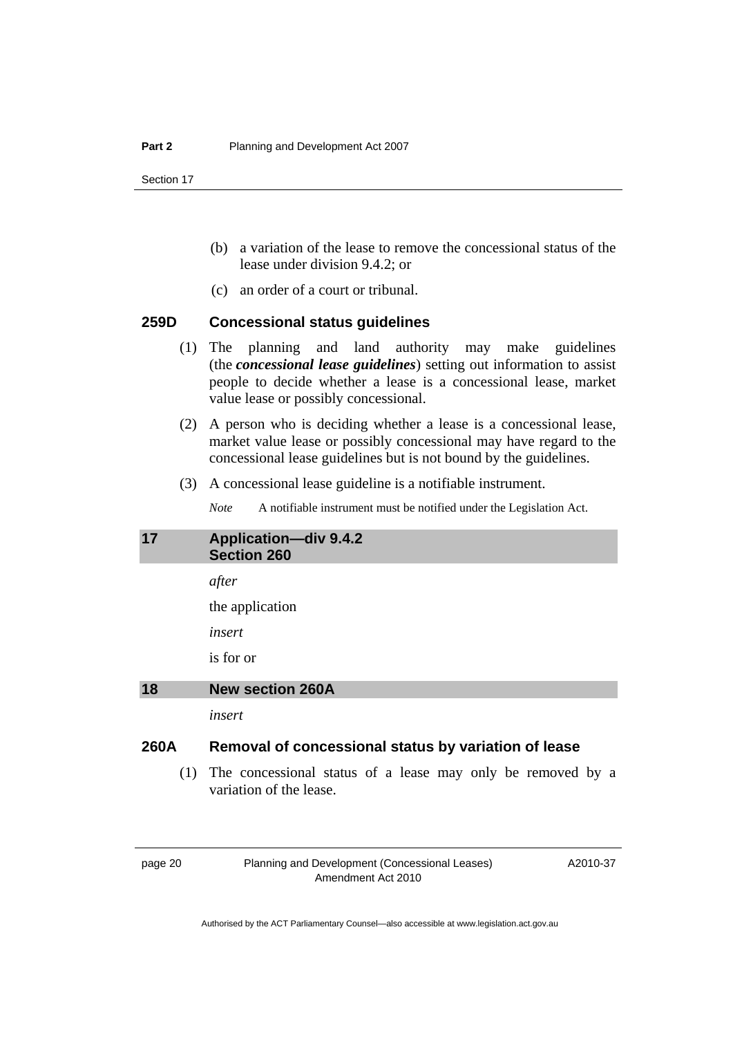(b) a variation of the lease to remove the concessional status of the lease under division 9.4.2; or

(c) an order of a court or tribunal.

### 259D Concessional status guidelines

(1) The planning and land authority may make guidelines (the ***concessional lease guidelines***) setting out information to assist people to decide whether a lease is a concessional lease, market value lease or possibly concessional.

(2) A person who is deciding whether a lease is a concessional lease, market value lease or possibly concessional may have regard to the concessional lease guidelines but is not bound by the guidelines.

(3) A concessional lease guideline is a notifiable instrument.

*Note* A notifiable instrument must be notified under the Legislation Act.

## 17 Application—div 9.4.2 Section 260

*after*

the application

*insert*

is for or

## 18 New section 260A

*insert*

### 260A Removal of concessional status by variation of lease

(1) The concessional status of a lease may only be removed by a variation of the lease.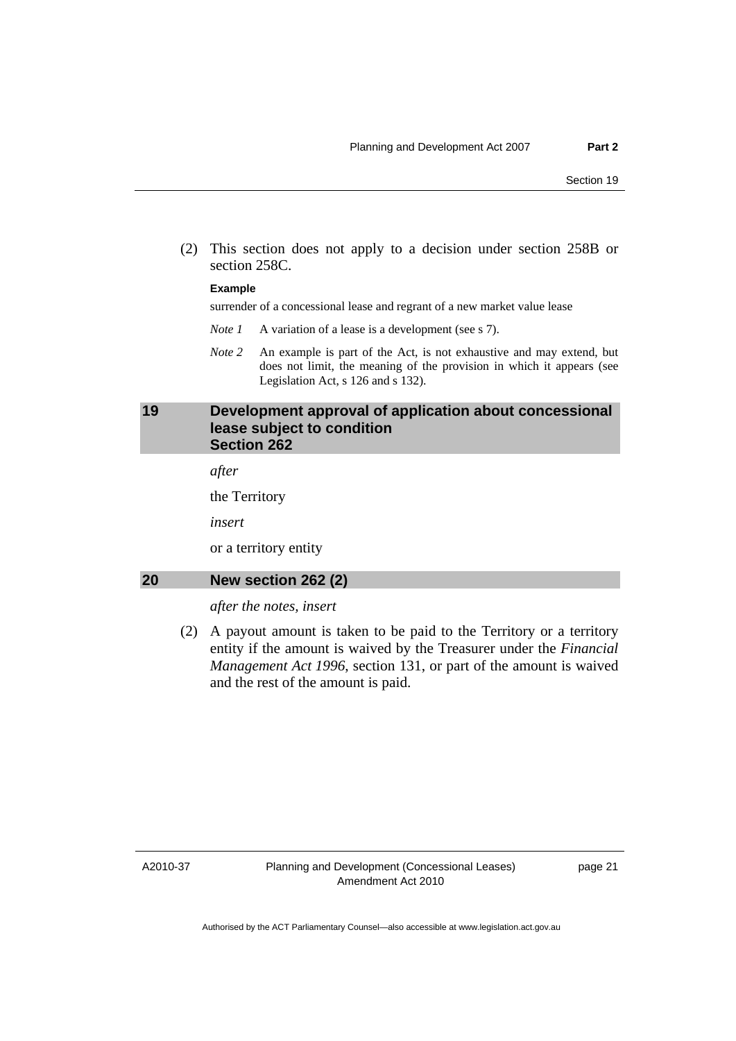(2) This section does not apply to a decision under section 258B or section 258C.

**Example**

surrender of a concessional lease and regrant of a new market value lease

*Note 1* A variation of a lease is a development (see s 7).

*Note 2* An example is part of the Act, is not exhaustive and may extend, but does not limit, the meaning of the provision in which it appears (see Legislation Act, s 126 and s 132).

## 19 Development approval of application about concessional lease subject to condition Section 262

*after*

the Territory

*insert*

or a territory entity

## 20 New section 262 (2)

*after the notes, insert*

(2) A payout amount is taken to be paid to the Territory or a territory entity if the amount is waived by the Treasurer under the *Financial Management Act 1996*, section 131, or part of the amount is waived and the rest of the amount is paid.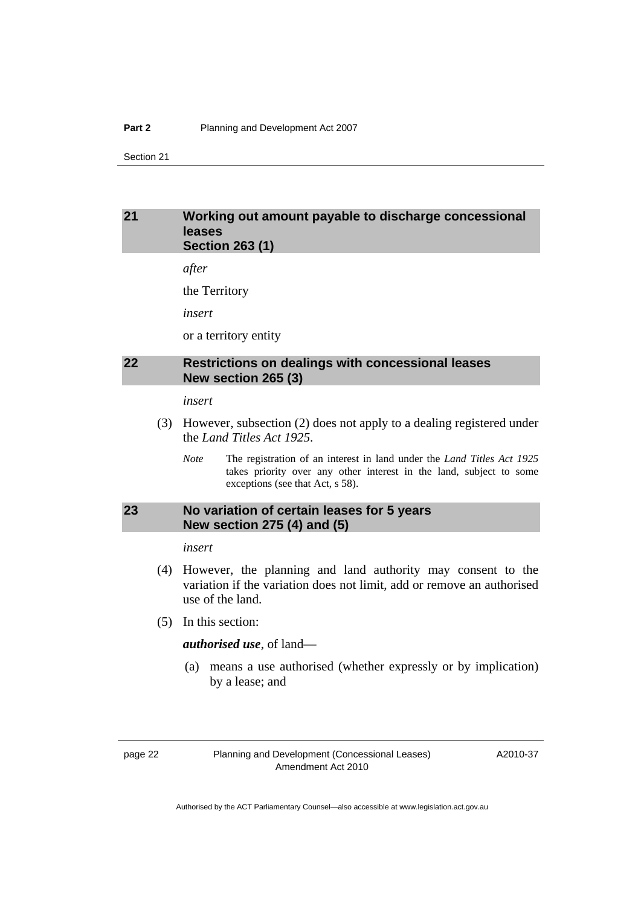## 21 Working out amount payable to discharge concessional leases Section 263 (1)

*after*

the Territory

*insert*

or a territory entity

## 22 Restrictions on dealings with concessional leases New section 265 (3)

*insert*

(3) However, subsection (2) does not apply to a dealing registered under the *Land Titles Act 1925*.

*Note* The registration of an interest in land under the *Land Titles Act 1925* takes priority over any other interest in the land, subject to some exceptions (see that Act, s 58).

## 23 No variation of certain leases for 5 years New section 275 (4) and (5)

*insert*

(4) However, the planning and land authority may consent to the variation if the variation does not limit, add or remove an authorised use of the land.

(5) In this section:

***authorised use***, of land—

(a) means a use authorised (whether expressly or by implication) by a lease; and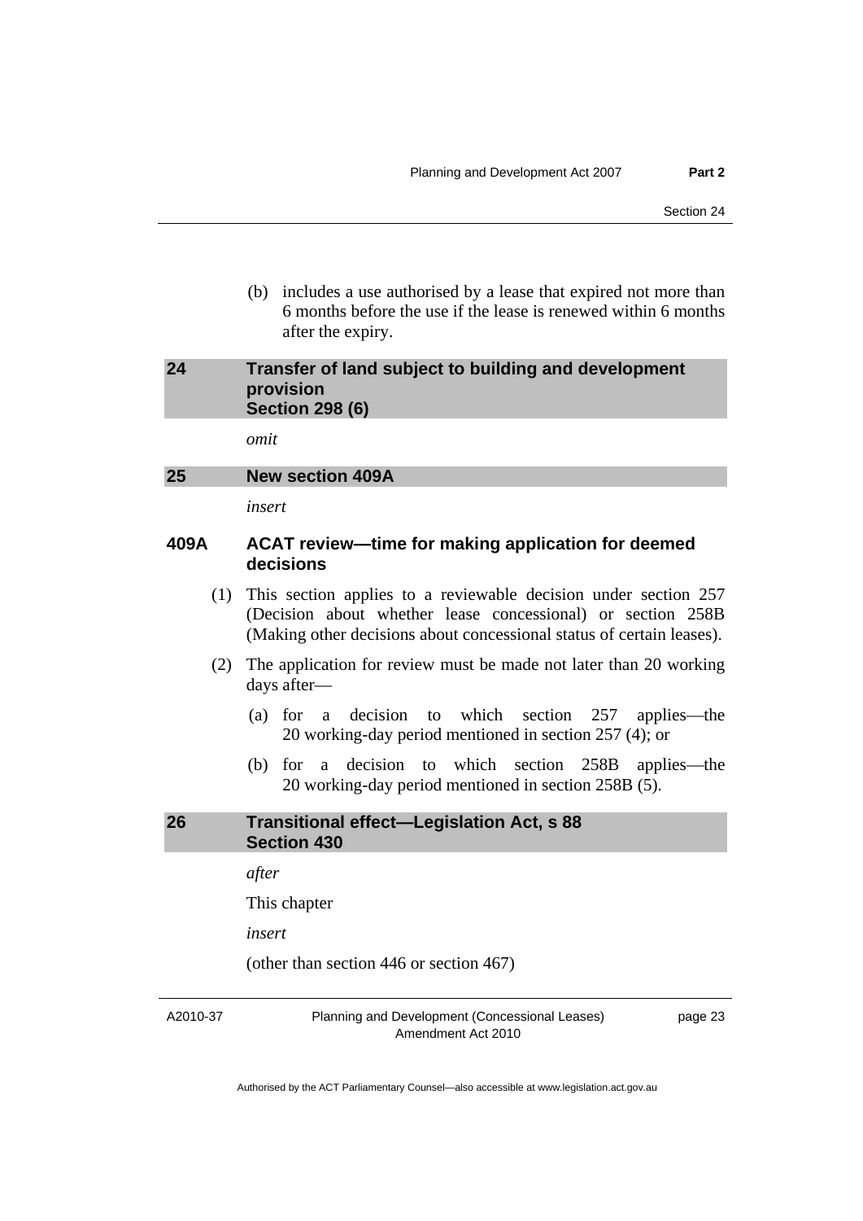(b) includes a use authorised by a lease that expired not more than 6 months before the use if the lease is renewed within 6 months after the expiry.

## 24 Transfer of land subject to building and development provision Section 298 (6)

*omit*

## 25 New section 409A

*insert*

### 409A ACAT review—time for making application for deemed decisions

(1) This section applies to a reviewable decision under section 257 (Decision about whether lease concessional) or section 258B (Making other decisions about concessional status of certain leases).

(2) The application for review must be made not later than 20 working days after—

(a) for a decision to which section 257 applies—the 20 working-day period mentioned in section 257 (4); or

(b) for a decision to which section 258B applies—the 20 working-day period mentioned in section 258B (5).

## 26 Transitional effect—Legislation Act, s 88 Section 430

*after*

This chapter

*insert*

(other than section 446 or section 467)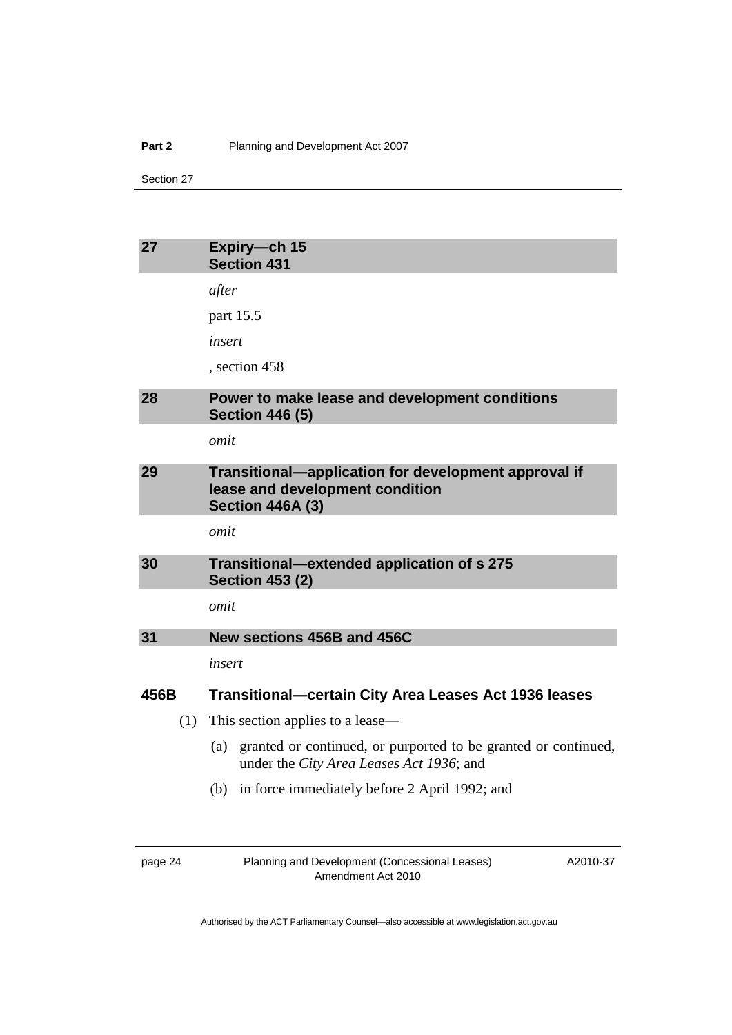## 27 Expiry—ch 15 Section 431

*after*

part 15.5

*insert*

, section 458

## 28 Power to make lease and development conditions Section 446 (5)

*omit*

## 29 Transitional—application for development approval if lease and development condition Section 446A (3)

*omit*

## 30 Transitional—extended application of s 275 Section 453 (2)

*omit*

## 31 New sections 456B and 456C

*insert*

### 456B Transitional—certain City Area Leases Act 1936 leases

(1) This section applies to a lease—

(a) granted or continued, or purported to be granted or continued, under the *City Area Leases Act 1936*; and

(b) in force immediately before 2 April 1992; and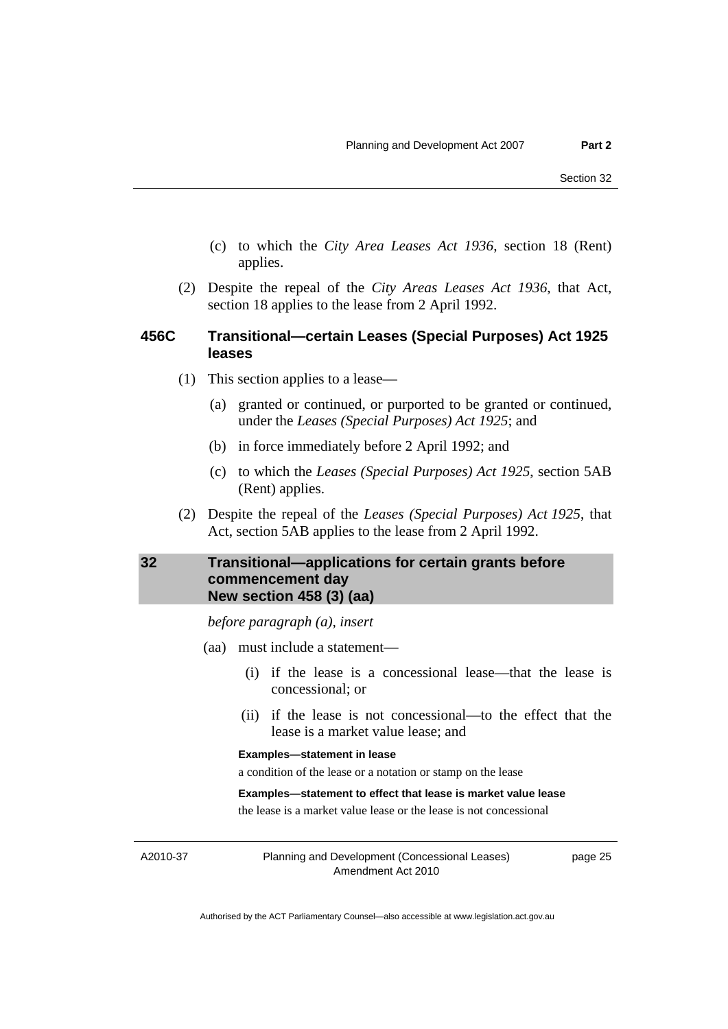(c) to which the *City Area Leases Act 1936*, section 18 (Rent) applies.

(2) Despite the repeal of the *City Areas Leases Act 1936*, that Act, section 18 applies to the lease from 2 April 1992.

### 456C Transitional—certain Leases (Special Purposes) Act 1925 leases

(1) This section applies to a lease—

(a) granted or continued, or purported to be granted or continued, under the *Leases (Special Purposes) Act 1925*; and

(b) in force immediately before 2 April 1992; and

(c) to which the *Leases (Special Purposes) Act 1925*, section 5AB (Rent) applies.

(2) Despite the repeal of the *Leases (Special Purposes) Act 1925*, that Act, section 5AB applies to the lease from 2 April 1992.

## 32 Transitional—applications for certain grants before commencement day New section 458 (3) (aa)

*before paragraph (a), insert*

(aa) must include a statement—

(i) if the lease is a concessional lease—that the lease is concessional; or

(ii) if the lease is not concessional—to the effect that the lease is a market value lease; and

**Examples—statement in lease**

a condition of the lease or a notation or stamp on the lease

**Examples—statement to effect that lease is market value lease**

the lease is a market value lease or the lease is not concessional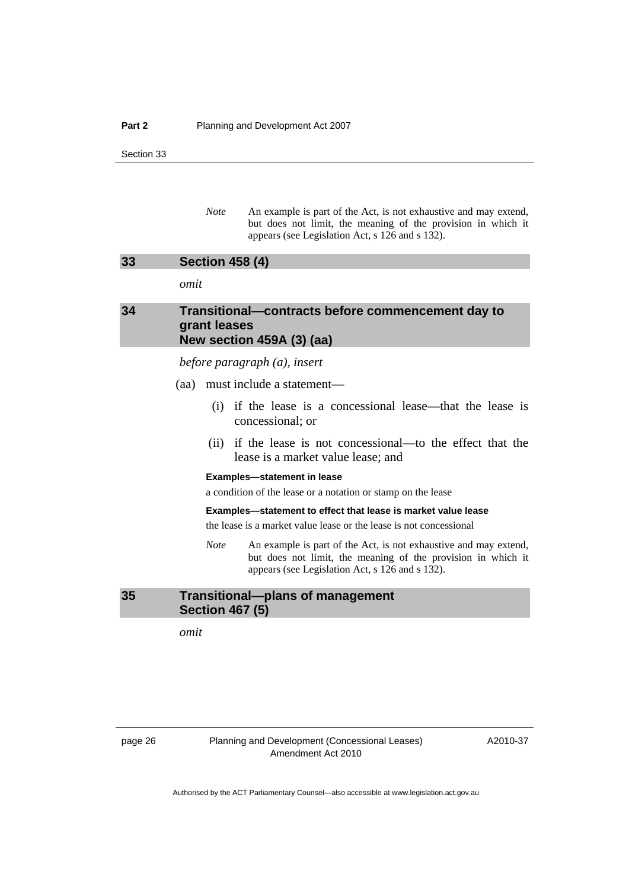*Note* An example is part of the Act, is not exhaustive and may extend, but does not limit, the meaning of the provision in which it appears (see Legislation Act, s 126 and s 132).

## 33 Section 458 (4)

*omit*

## 34 Transitional—contracts before commencement day to grant leases New section 459A (3) (aa)

*before paragraph (a), insert*

(aa) must include a statement—

(i) if the lease is a concessional lease—that the lease is concessional; or

(ii) if the lease is not concessional—to the effect that the lease is a market value lease; and

**Examples—statement in lease**

a condition of the lease or a notation or stamp on the lease

**Examples—statement to effect that lease is market value lease**

the lease is a market value lease or the lease is not concessional

*Note* An example is part of the Act, is not exhaustive and may extend, but does not limit, the meaning of the provision in which it appears (see Legislation Act, s 126 and s 132).

## 35 Transitional—plans of management Section 467 (5)

*omit*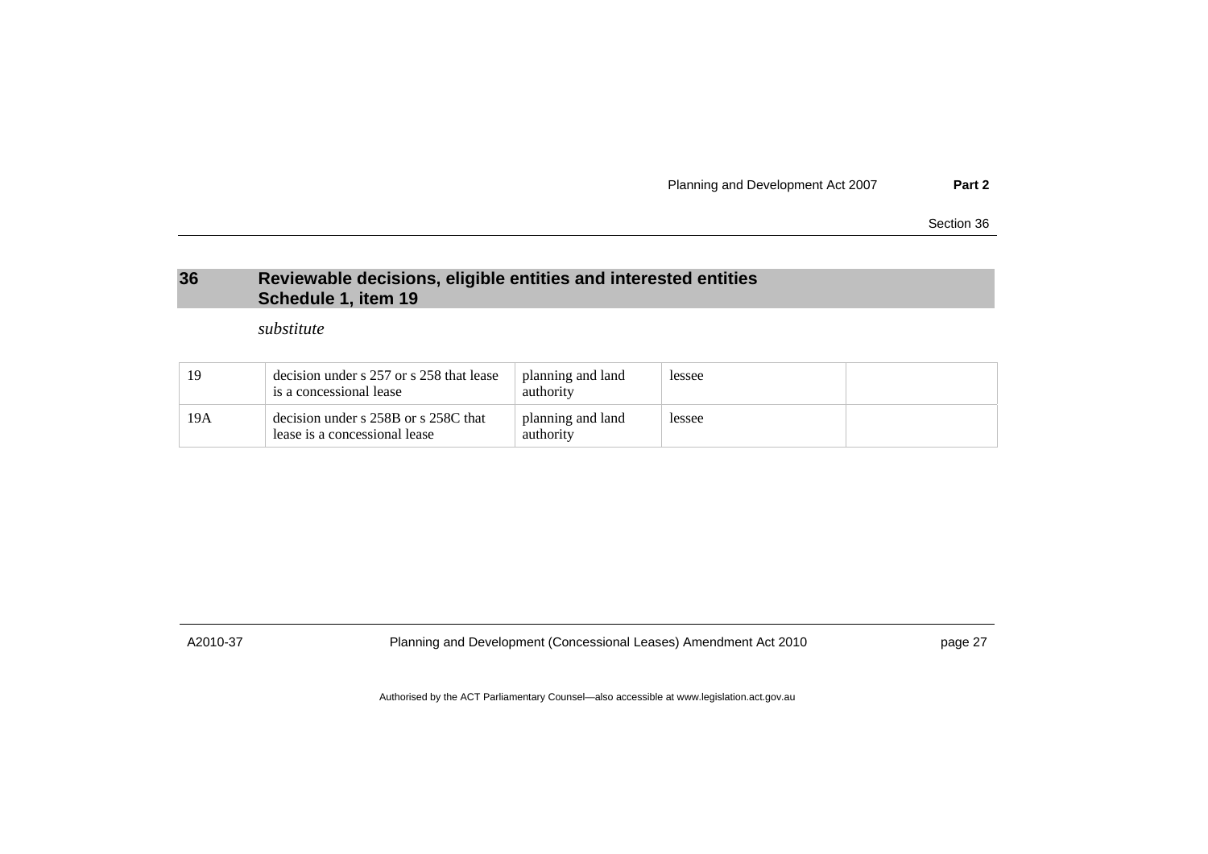## 36 Reviewable decisions, eligible entities and interested entities Schedule 1, item 19

*substitute*

| | | | | |
|---|---|---|---|---|
| 19 | decision under s 257 or s 258 that lease is a concessional lease | planning and land authority | lessee | |
| 19A | decision under s 258B or s 258C that lease is a concessional lease | planning and land authority | lessee | |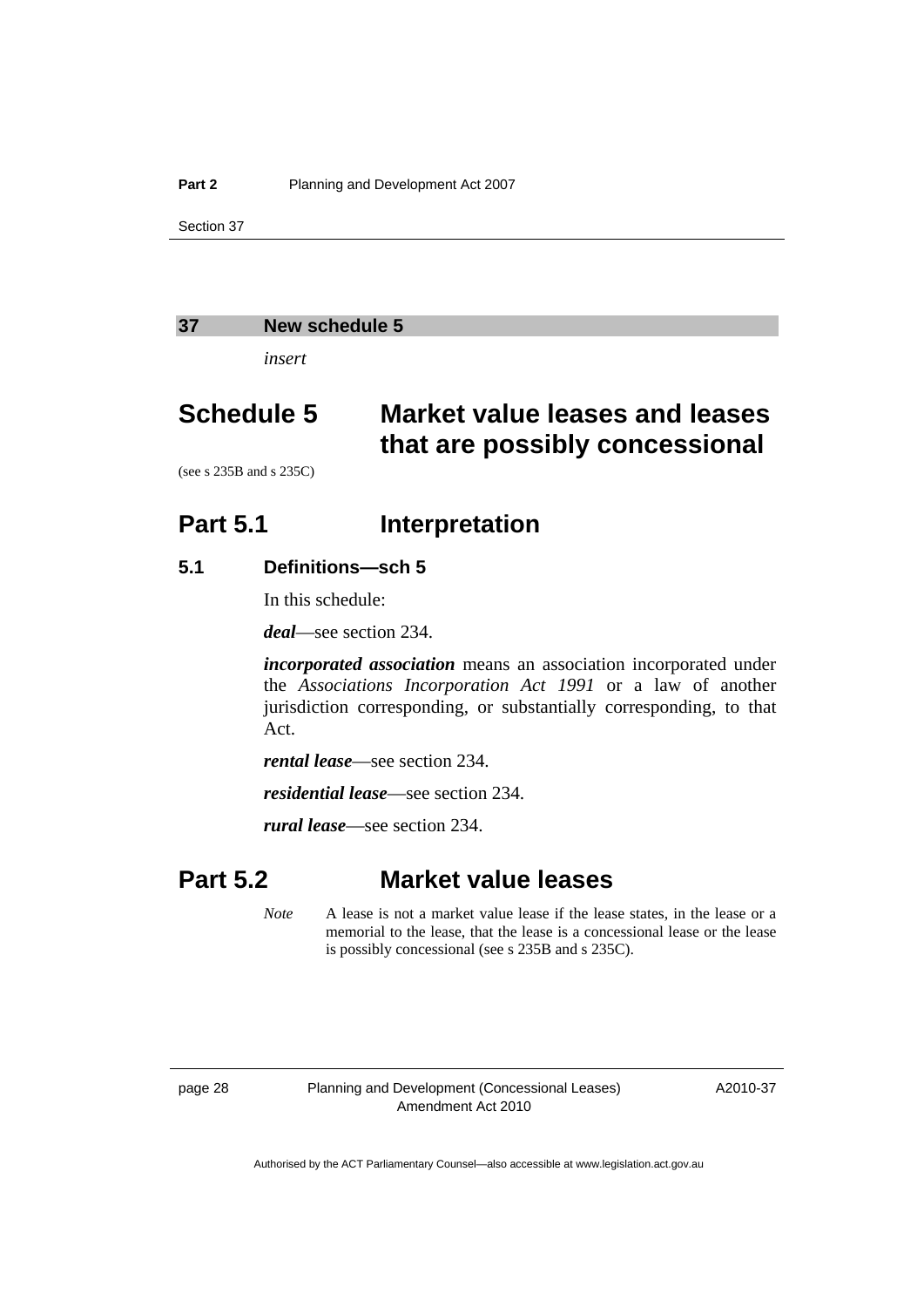## 37 New schedule 5

*insert*

# Schedule 5 Market value leases and leases that are possibly concessional

(see s 235B and s 235C)

## Part 5.1 Interpretation

### 5.1 Definitions—sch 5

In this schedule:

***deal***—see section 234.

***incorporated association*** means an association incorporated under the *Associations Incorporation Act 1991* or a law of another jurisdiction corresponding, or substantially corresponding, to that Act.

***rental lease***—see section 234.

***residential lease***—see section 234.

***rural lease***—see section 234.

## Part 5.2 Market value leases

*Note* A lease is not a market value lease if the lease states, in the lease or a memorial to the lease, that the lease is a concessional lease or the lease is possibly concessional (see s 235B and s 235C).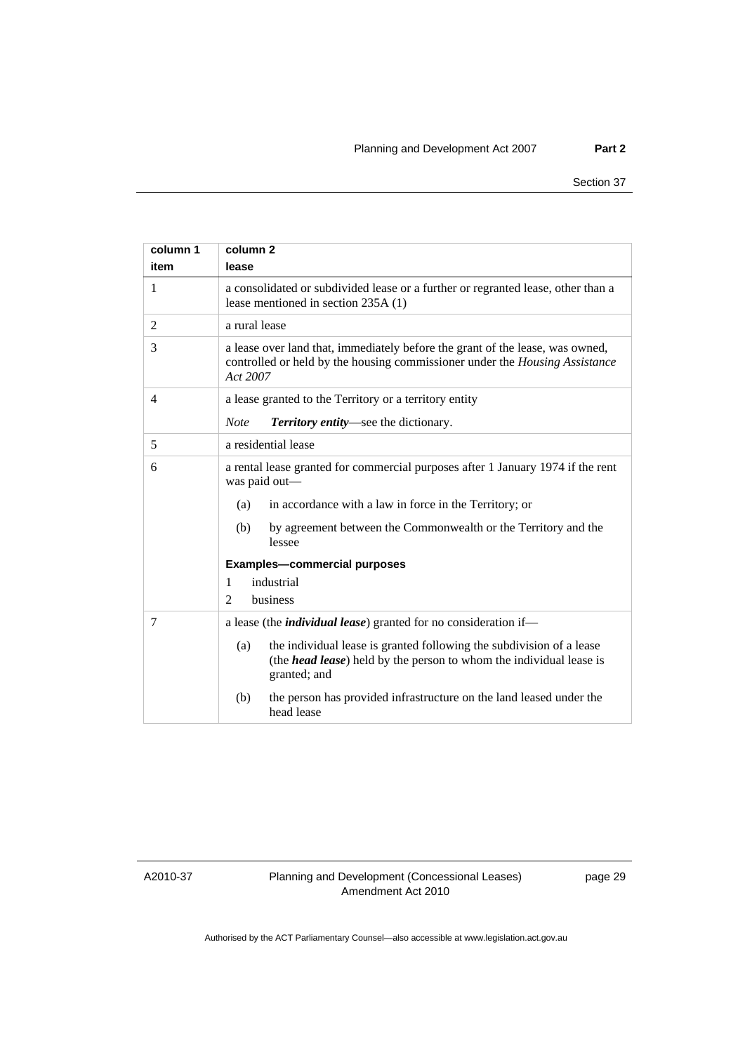| column 1 item | column 2 lease |
|---|---|
| 1 | a consolidated or subdivided lease or a further or regranted lease, other than a lease mentioned in section 235A (1) |
| 2 | a rural lease |
| 3 | a lease over land that, immediately before the grant of the lease, was owned, controlled or held by the housing commissioner under the *Housing Assistance Act 2007* |
| 4 | a lease granted to the Territory or a territory entity<br>*Note* ***Territory entity***—see the dictionary. |
| 5 | a residential lease |
| 6 | a rental lease granted for commercial purposes after 1 January 1974 if the rent was paid out—<br>(a) in accordance with a law in force in the Territory; or<br>(b) by agreement between the Commonwealth or the Territory and the lessee<br>**Examples—commercial purposes**<br>1 industrial<br>2 business |
| 7 | a lease (the ***individual lease***) granted for no consideration if—<br>(a) the individual lease is granted following the subdivision of a lease (the ***head lease***) held by the person to whom the individual lease is granted; and<br>(b) the person has provided infrastructure on the land leased under the head lease |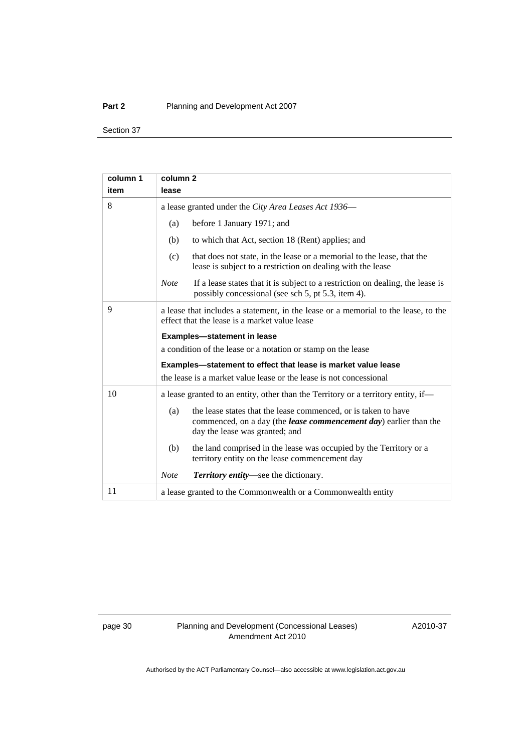| column 1 item | column 2 lease |
|---|---|
| 8 | a lease granted under the *City Area Leases Act 1936*—<br>(a) before 1 January 1971; and<br>(b) to which that Act, section 18 (Rent) applies; and<br>(c) that does not state, in the lease or a memorial to the lease, that the lease is subject to a restriction on dealing with the lease<br>*Note* If a lease states that it is subject to a restriction on dealing, the lease is possibly concessional (see sch 5, pt 5.3, item 4). |
| 9 | a lease that includes a statement, in the lease or a memorial to the lease, to the effect that the lease is a market value lease<br>**Examples—statement in lease**<br>a condition of the lease or a notation or stamp on the lease<br>**Examples—statement to effect that lease is market value lease**<br>the lease is a market value lease or the lease is not concessional |
| 10 | a lease granted to an entity, other than the Territory or a territory entity, if—<br>(a) the lease states that the lease commenced, or is taken to have commenced, on a day (the ***lease commencement day***) earlier than the day the lease was granted; and<br>(b) the land comprised in the lease was occupied by the Territory or a territory entity on the lease commencement day<br>*Note* ***Territory entity***—see the dictionary. |
| 11 | a lease granted to the Commonwealth or a Commonwealth entity |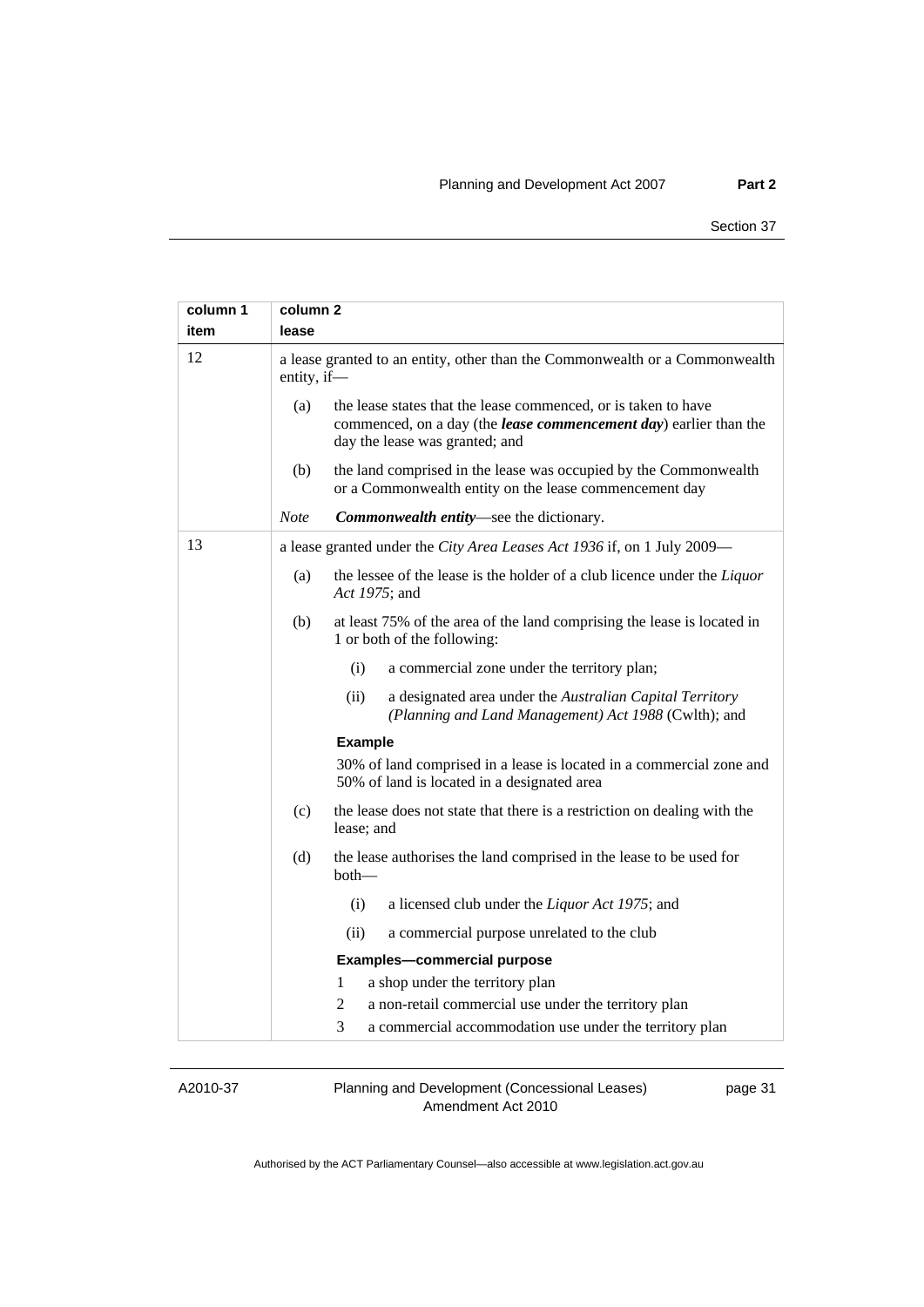| column 1 item | column 2 lease |
|---|---|
| 12 | a lease granted to an entity, other than the Commonwealth or a Commonwealth entity, if—<br>(a) the lease states that the lease commenced, or is taken to have commenced, on a day (the ***lease commencement day***) earlier than the day the lease was granted; and<br>(b) the land comprised in the lease was occupied by the Commonwealth or a Commonwealth entity on the lease commencement day<br>*Note* ***Commonwealth entity***—see the dictionary. |
| 13 | a lease granted under the *City Area Leases Act 1936* if, on 1 July 2009—<br>(a) the lessee of the lease is the holder of a club licence under the *Liquor Act 1975*; and<br>(b) at least 75% of the area of the land comprising the lease is located in 1 or both of the following:<br>(i) a commercial zone under the territory plan;<br>(ii) a designated area under the *Australian Capital Territory (Planning and Land Management) Act 1988* (Cwlth); and<br>**Example**<br>30% of land comprised in a lease is located in a commercial zone and 50% of land is located in a designated area<br>(c) the lease does not state that there is a restriction on dealing with the lease; and<br>(d) the lease authorises the land comprised in the lease to be used for both—<br>(i) a licensed club under the *Liquor Act 1975*; and<br>(ii) a commercial purpose unrelated to the club<br>**Examples—commercial purpose**<br>1 a shop under the territory plan<br>2 a non-retail commercial use under the territory plan<br>3 a commercial accommodation use under the territory plan |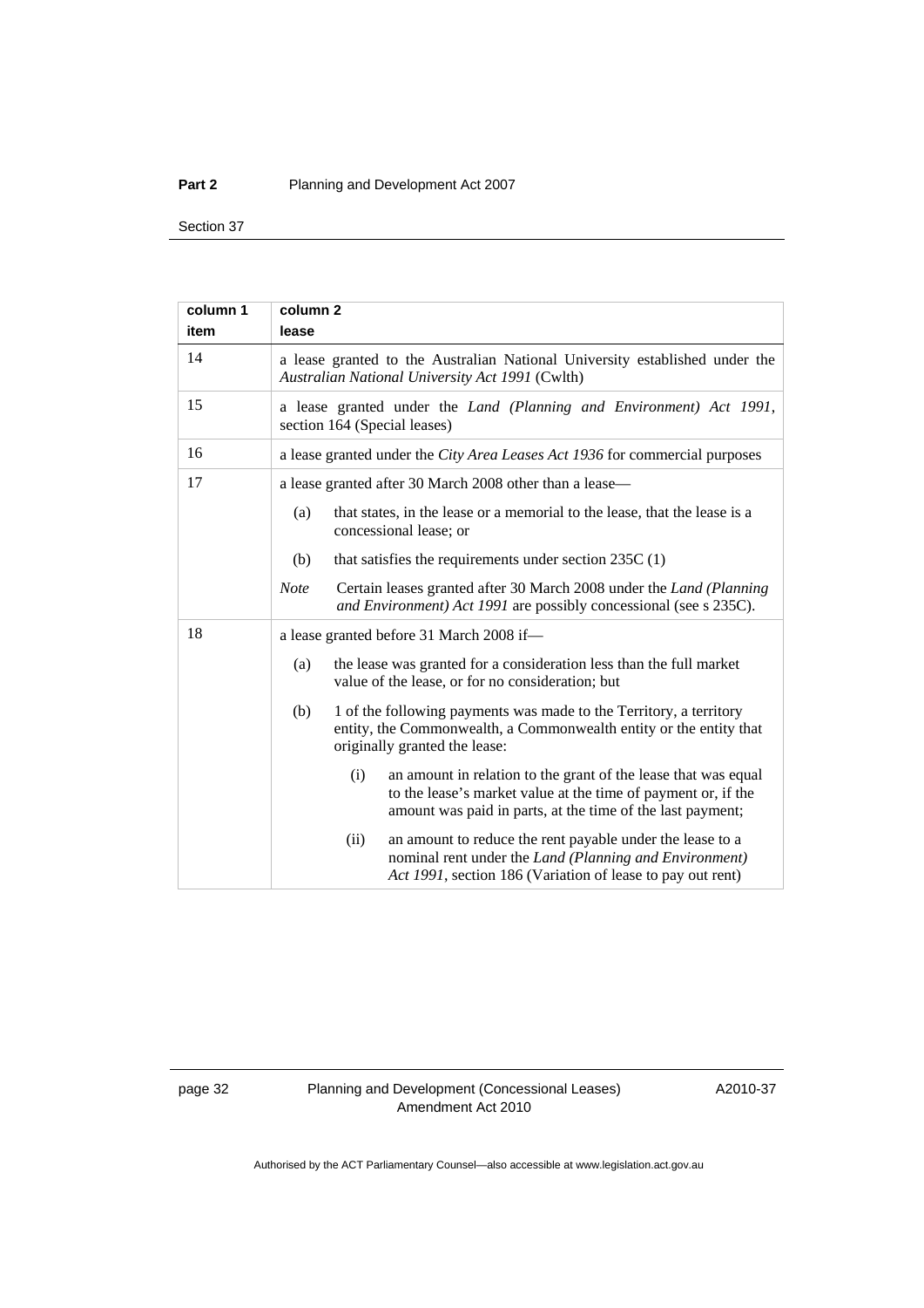| column 1 item | column 2 lease |
|---|---|
| 14 | a lease granted to the Australian National University established under the *Australian National University Act 1991* (Cwlth) |
| 15 | a lease granted under the *Land (Planning and Environment) Act 1991*, section 164 (Special leases) |
| 16 | a lease granted under the *City Area Leases Act 1936* for commercial purposes |
| 17 | a lease granted after 30 March 2008 other than a lease—<br>(a) that states, in the lease or a memorial to the lease, that the lease is a concessional lease; or<br>(b) that satisfies the requirements under section 235C (1)<br>*Note* Certain leases granted after 30 March 2008 under the *Land (Planning and Environment) Act 1991* are possibly concessional (see s 235C). |
| 18 | a lease granted before 31 March 2008 if—<br>(a) the lease was granted for a consideration less than the full market value of the lease, or for no consideration; but<br>(b) 1 of the following payments was made to the Territory, a territory entity, the Commonwealth, a Commonwealth entity or the entity that originally granted the lease:<br>(i) an amount in relation to the grant of the lease that was equal to the lease's market value at the time of payment or, if the amount was paid in parts, at the time of the last payment;<br>(ii) an amount to reduce the rent payable under the lease to a nominal rent under the *Land (Planning and Environment) Act 1991*, section 186 (Variation of lease to pay out rent) |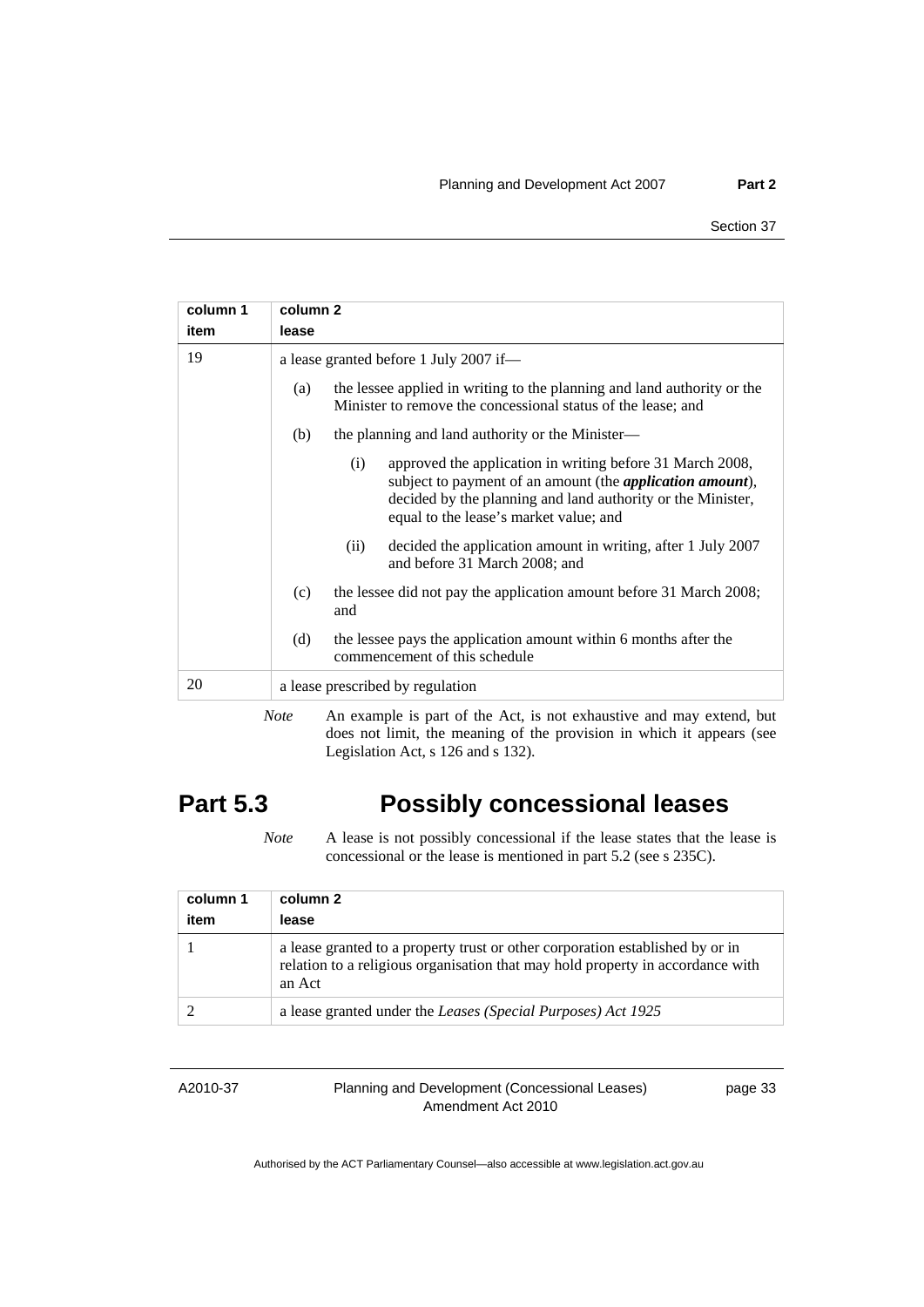| column 1 item | column 2 lease |
|---|---|
| 19 | a lease granted before 1 July 2007 if—<br>(a) the lessee applied in writing to the planning and land authority or the Minister to remove the concessional status of the lease; and<br>(b) the planning and land authority or the Minister—<br>(i) approved the application in writing before 31 March 2008, subject to payment of an amount (the ***application amount***), decided by the planning and land authority or the Minister, equal to the lease's market value; and<br>(ii) decided the application amount in writing, after 1 July 2007 and before 31 March 2008; and<br>(c) the lessee did not pay the application amount before 31 March 2008; and<br>(d) the lessee pays the application amount within 6 months after the commencement of this schedule |
| 20 | a lease prescribed by regulation |

*Note* An example is part of the Act, is not exhaustive and may extend, but does not limit, the meaning of the provision in which it appears (see Legislation Act, s 126 and s 132).

# Part 5.3 Possibly concessional leases

*Note* A lease is not possibly concessional if the lease states that the lease is concessional or the lease is mentioned in part 5.2 (see s 235C).

| column 1 item | column 2 lease |
|---|---|
| 1 | a lease granted to a property trust or other corporation established by or in relation to a religious organisation that may hold property in accordance with an Act |
| 2 | a lease granted under the *Leases (Special Purposes) Act 1925* |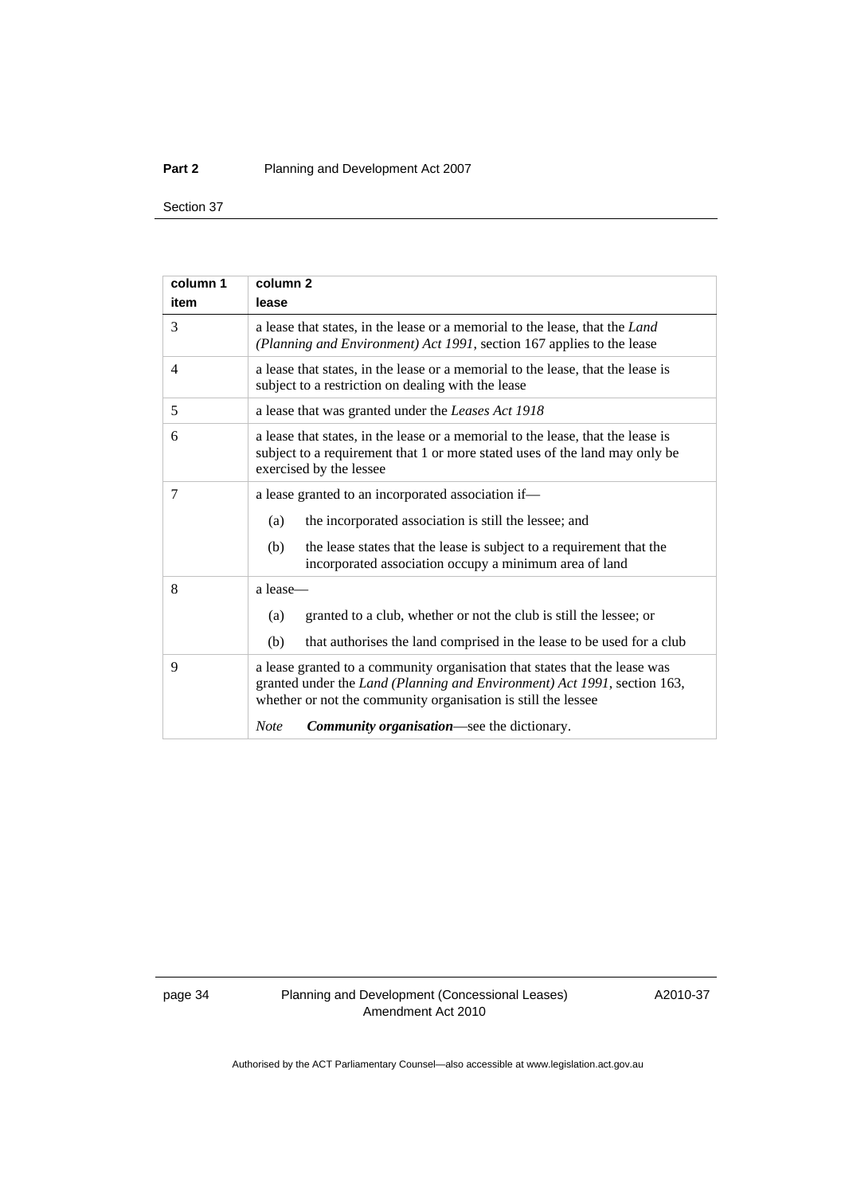| column 1 item | column 2 lease |
|---|---|
| 3 | a lease that states, in the lease or a memorial to the lease, that the *Land (Planning and Environment) Act 1991*, section 167 applies to the lease |
| 4 | a lease that states, in the lease or a memorial to the lease, that the lease is subject to a restriction on dealing with the lease |
| 5 | a lease that was granted under the *Leases Act 1918* |
| 6 | a lease that states, in the lease or a memorial to the lease, that the lease is subject to a requirement that 1 or more stated uses of the land may only be exercised by the lessee |
| 7 | a lease granted to an incorporated association if—<br>(a) the incorporated association is still the lessee; and<br>(b) the lease states that the lease is subject to a requirement that the incorporated association occupy a minimum area of land |
| 8 | a lease—<br>(a) granted to a club, whether or not the club is still the lessee; or<br>(b) that authorises the land comprised in the lease to be used for a club |
| 9 | a lease granted to a community organisation that states that the lease was granted under the *Land (Planning and Environment) Act 1991*, section 163, whether or not the community organisation is still the lessee<br>*Note* ***Community organisation***—see the dictionary. |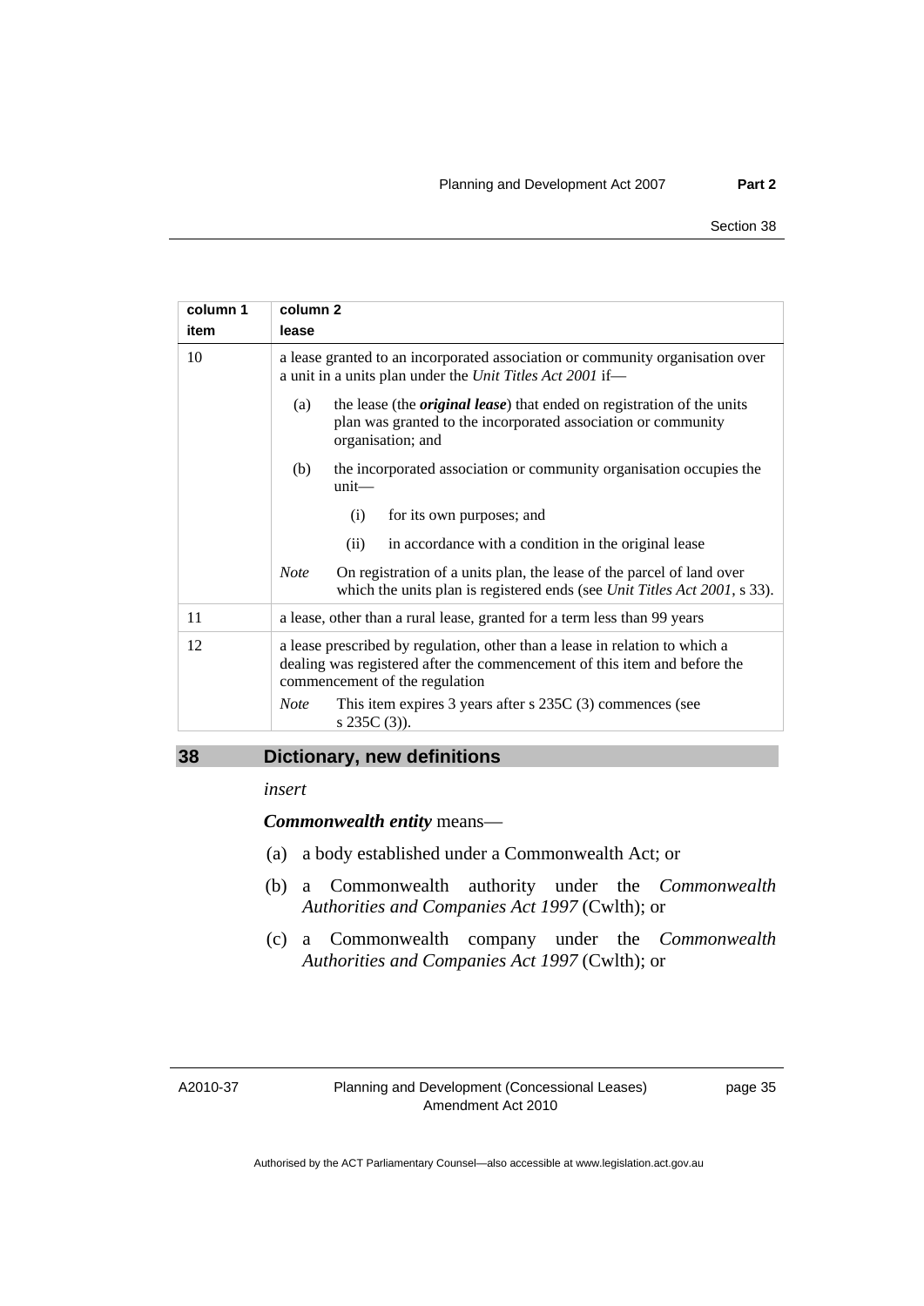| column 1 item | column 2 lease |
|---|---|
| 10 | a lease granted to an incorporated association or community organisation over a unit in a units plan under the *Unit Titles Act 2001* if—<br>(a) the lease (the ***original lease***) that ended on registration of the units plan was granted to the incorporated association or community organisation; and<br>(b) the incorporated association or community organisation occupies the unit—<br>(i) for its own purposes; and<br>(ii) in accordance with a condition in the original lease<br>*Note* On registration of a units plan, the lease of the parcel of land over which the units plan is registered ends (see *Unit Titles Act 2001*, s 33). |
| 11 | a lease, other than a rural lease, granted for a term less than 99 years |
| 12 | a lease prescribed by regulation, other than a lease in relation to which a dealing was registered after the commencement of this item and before the commencement of the regulation<br>*Note* This item expires 3 years after s 235C (3) commences (see s 235C (3)). |

## 38 Dictionary, new definitions

*insert*

***Commonwealth entity*** means—

(a) a body established under a Commonwealth Act; or

(b) a Commonwealth authority under the *Commonwealth Authorities and Companies Act 1997* (Cwlth); or

(c) a Commonwealth company under the *Commonwealth Authorities and Companies Act 1997* (Cwlth); or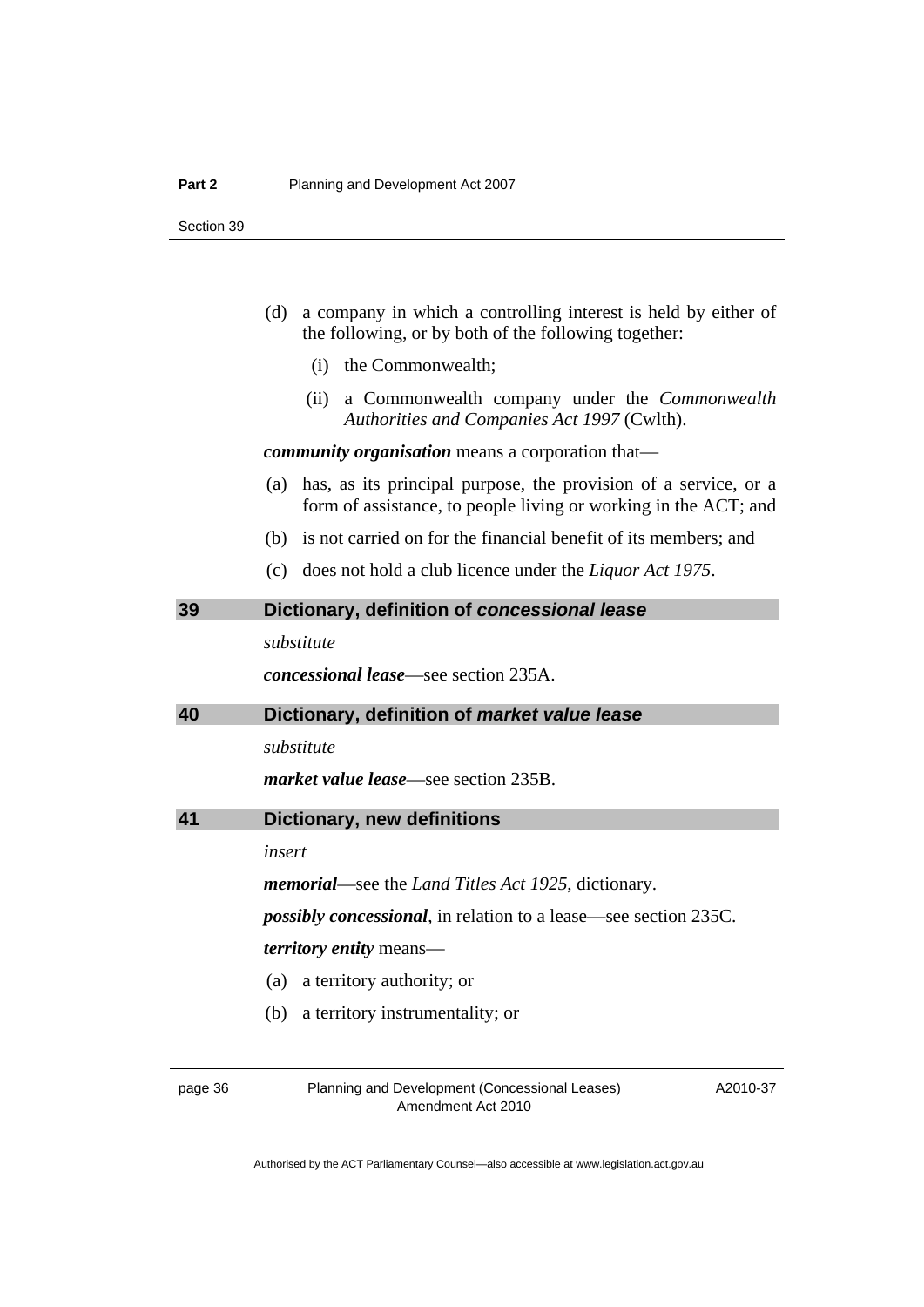(d) a company in which a controlling interest is held by either of the following, or by both of the following together:

(i) the Commonwealth;

(ii) a Commonwealth company under the *Commonwealth Authorities and Companies Act 1997* (Cwlth).

***community organisation*** means a corporation that—

(a) has, as its principal purpose, the provision of a service, or a form of assistance, to people living or working in the ACT; and

(b) is not carried on for the financial benefit of its members; and

(c) does not hold a club licence under the *Liquor Act 1975*.

## 39 Dictionary, definition of *concessional lease*

*substitute*

***concessional lease***—see section 235A.

## 40 Dictionary, definition of *market value lease*

*substitute*

***market value lease***—see section 235B.

## 41 Dictionary, new definitions

*insert*

***memorial***—see the *Land Titles Act 1925*, dictionary.

***possibly concessional***, in relation to a lease—see section 235C.

***territory entity*** means—

(a) a territory authority; or

(b) a territory instrumentality; or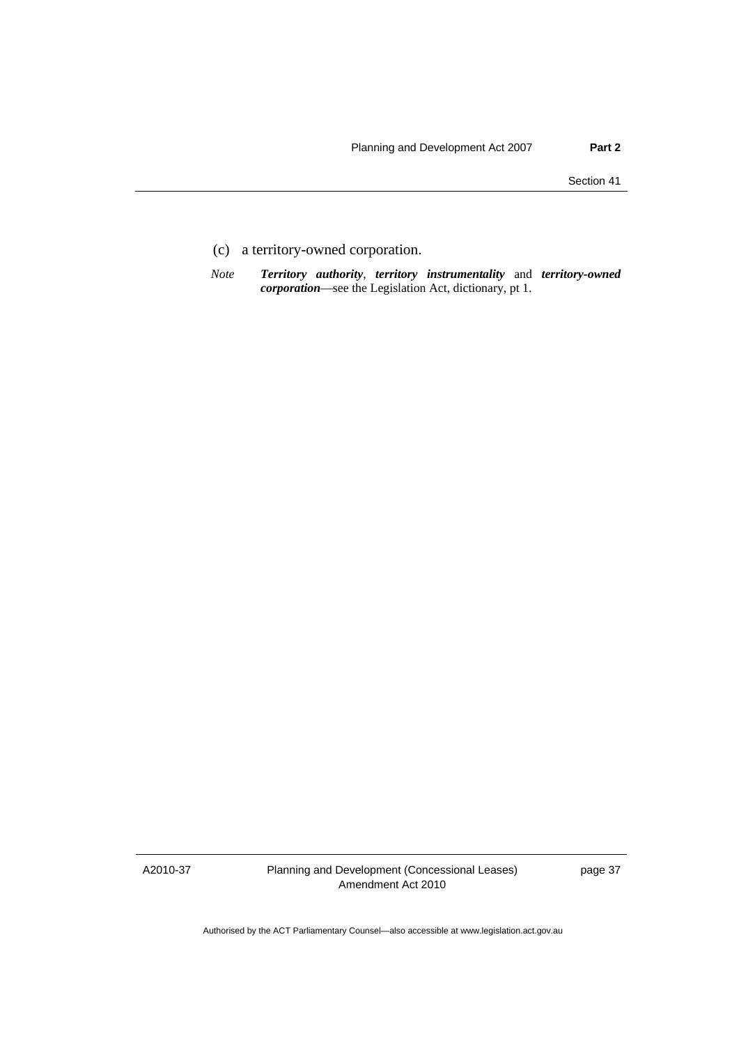(c) a territory-owned corporation.

*Note* ***Territory authority***, ***territory instrumentality*** and ***territory-owned corporation***—see the Legislation Act, dictionary, pt 1.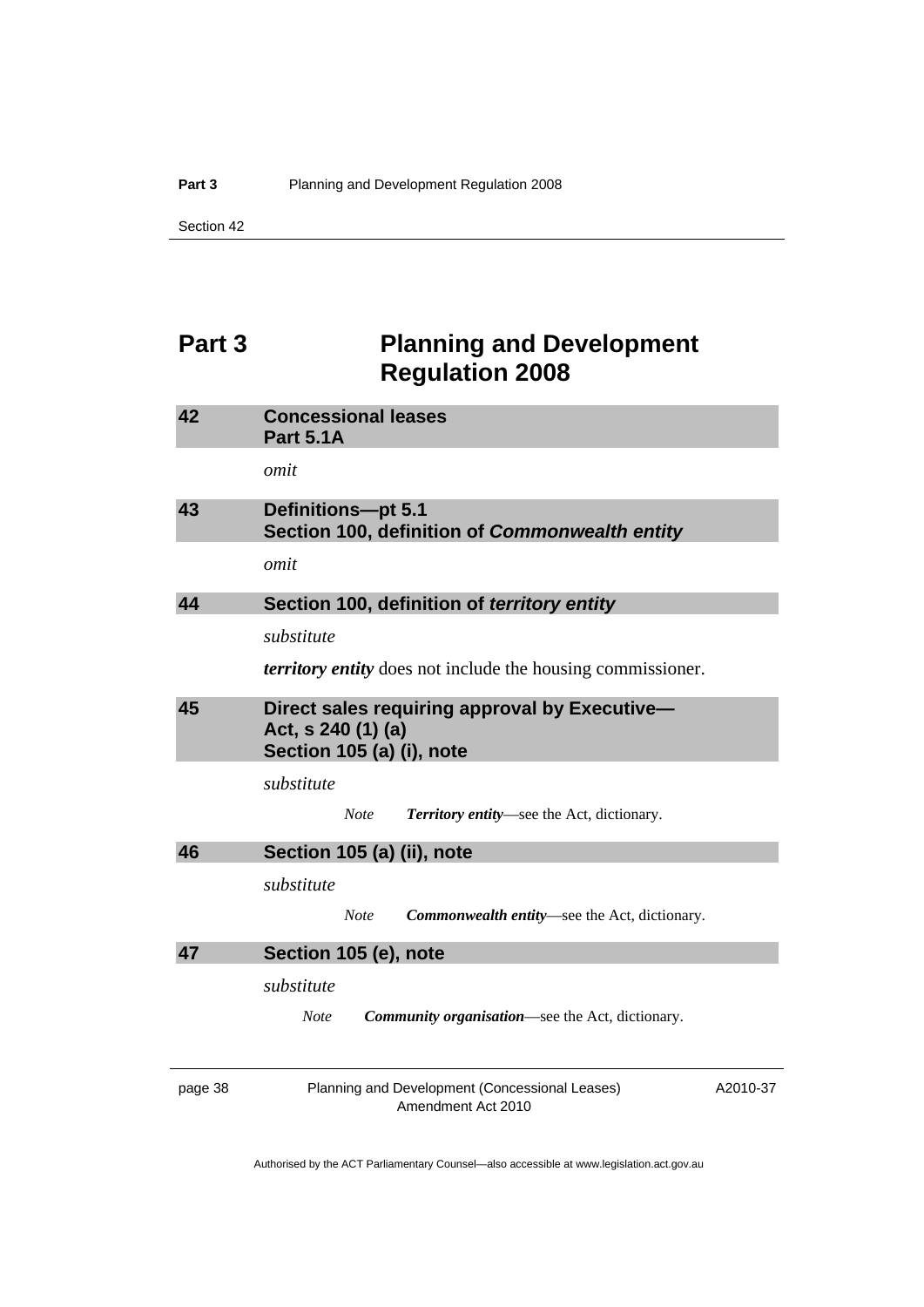# Part 3 Planning and Development Regulation 2008

## 42 Concessional leases
## Part 5.1A

*omit*

## 43 Definitions—pt 5.1
## Section 100, definition of *Commonwealth entity*

*omit*

## 44 Section 100, definition of *territory entity*

*substitute*

***territory entity*** does not include the housing commissioner.

## 45 Direct sales requiring approval by Executive— Act, s 240 (1) (a)
## Section 105 (a) (i), note

*substitute*

> *Note* ***Territory entity***—see the Act, dictionary.

## 46 Section 105 (a) (ii), note

*substitute*

> *Note* ***Commonwealth entity***—see the Act, dictionary.

## 47 Section 105 (e), note

*substitute*

> *Note* ***Community organisation***—see the Act, dictionary.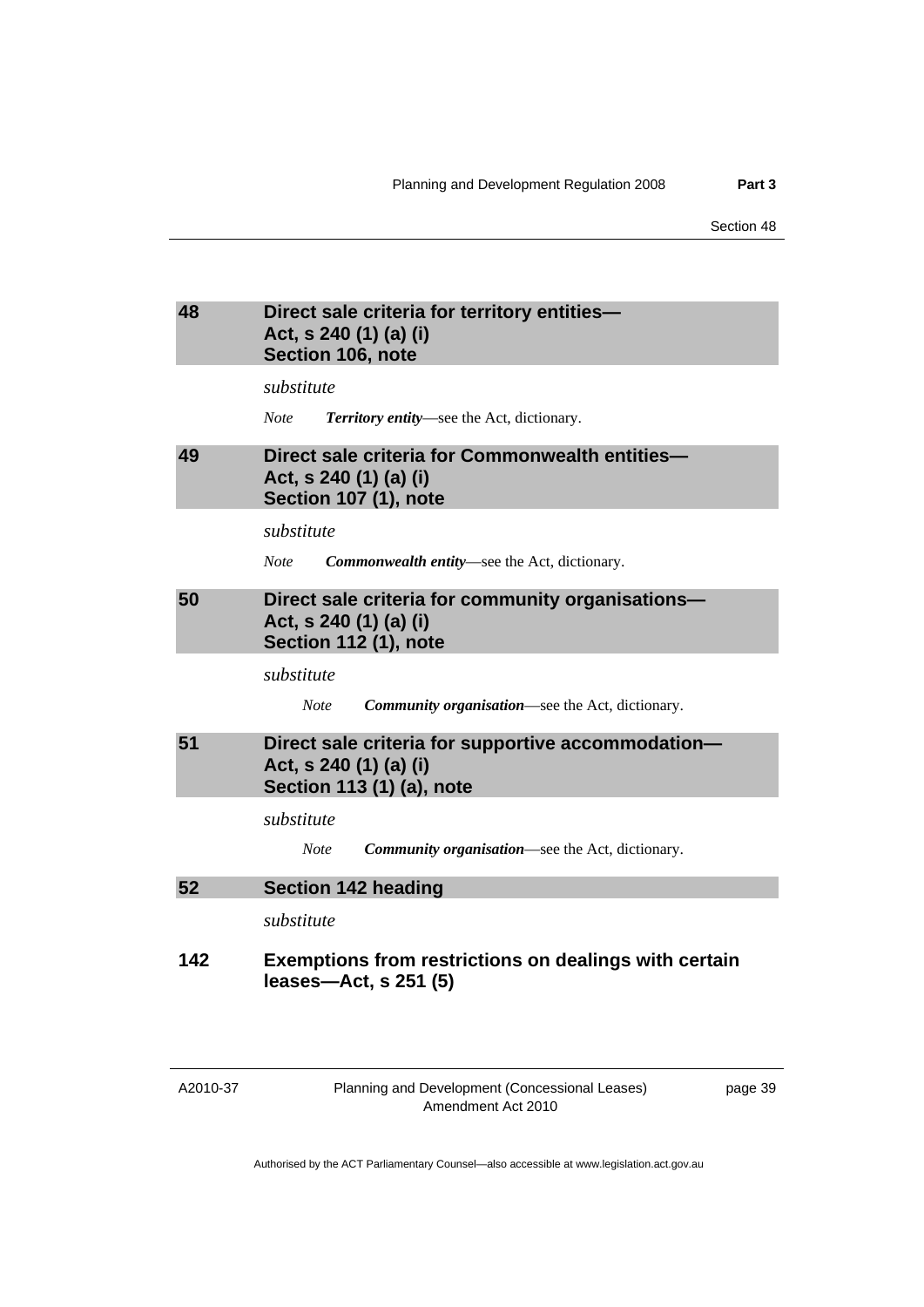## 48 Direct sale criteria for territory entities— Act, s 240 (1) (a) (i) Section 106, note

*substitute*

*Note* ***Territory entity***—see the Act, dictionary.

## 49 Direct sale criteria for Commonwealth entities— Act, s 240 (1) (a) (i) Section 107 (1), note

*substitute*

*Note* ***Commonwealth entity***—see the Act, dictionary.

## 50 Direct sale criteria for community organisations— Act, s 240 (1) (a) (i) Section 112 (1), note

*substitute*

*Note* ***Community organisation***—see the Act, dictionary.

## 51 Direct sale criteria for supportive accommodation— Act, s 240 (1) (a) (i) Section 113 (1) (a), note

*substitute*

*Note* ***Community organisation***—see the Act, dictionary.

## 52 Section 142 heading

*substitute*

### 142 Exemptions from restrictions on dealings with certain leases—Act, s 251 (5)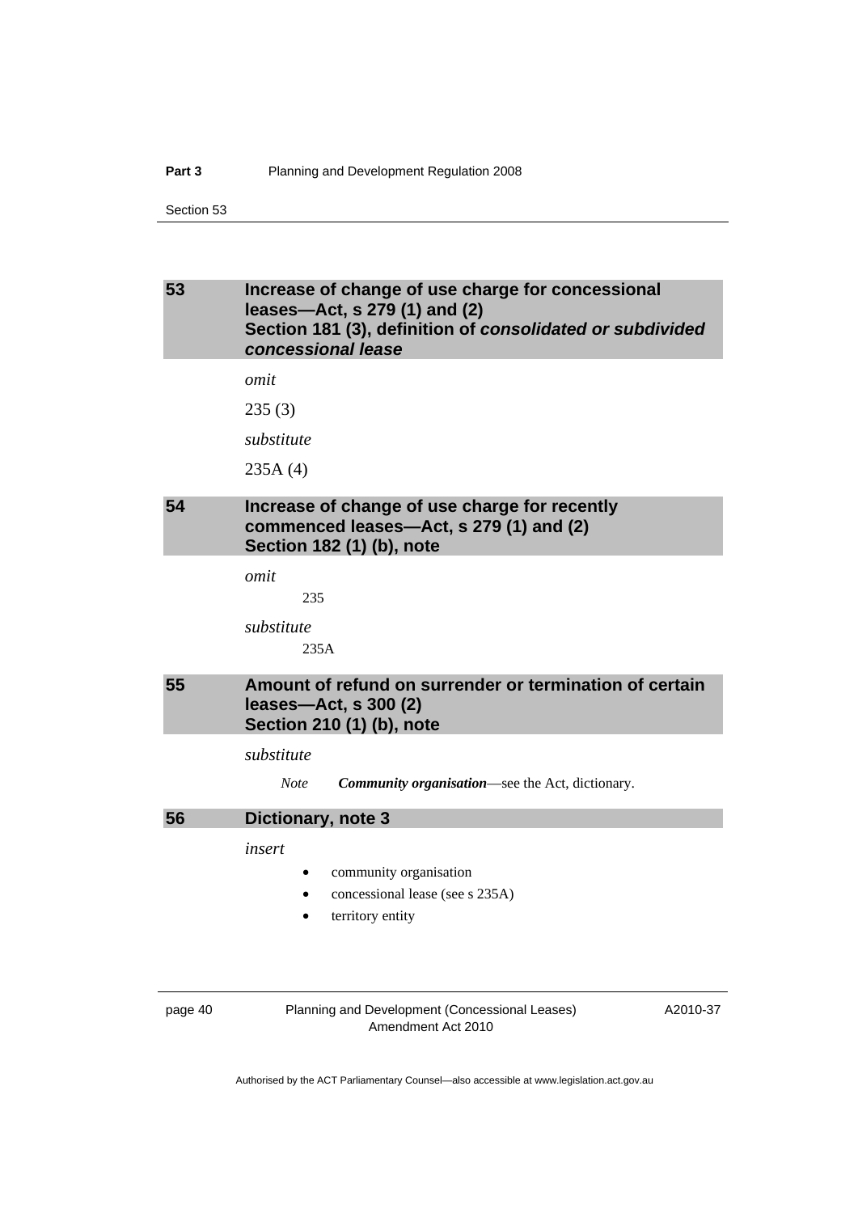## 53 Increase of change of use charge for concessional leases—Act, s 279 (1) and (2)
## Section 181 (3), definition of *consolidated or subdivided concessional lease*

*omit*

235 (3)

*substitute*

235A (4)

## 54 Increase of change of use charge for recently commenced leases—Act, s 279 (1) and (2)
## Section 182 (1) (b), note

*omit*

235

*substitute*

235A

## 55 Amount of refund on surrender or termination of certain leases—Act, s 300 (2)
## Section 210 (1) (b), note

*substitute*

*Note* ***Community organisation***—see the Act, dictionary.

## 56 Dictionary, note 3

*insert*

- community organisation
- concessional lease (see s 235A)
- territory entity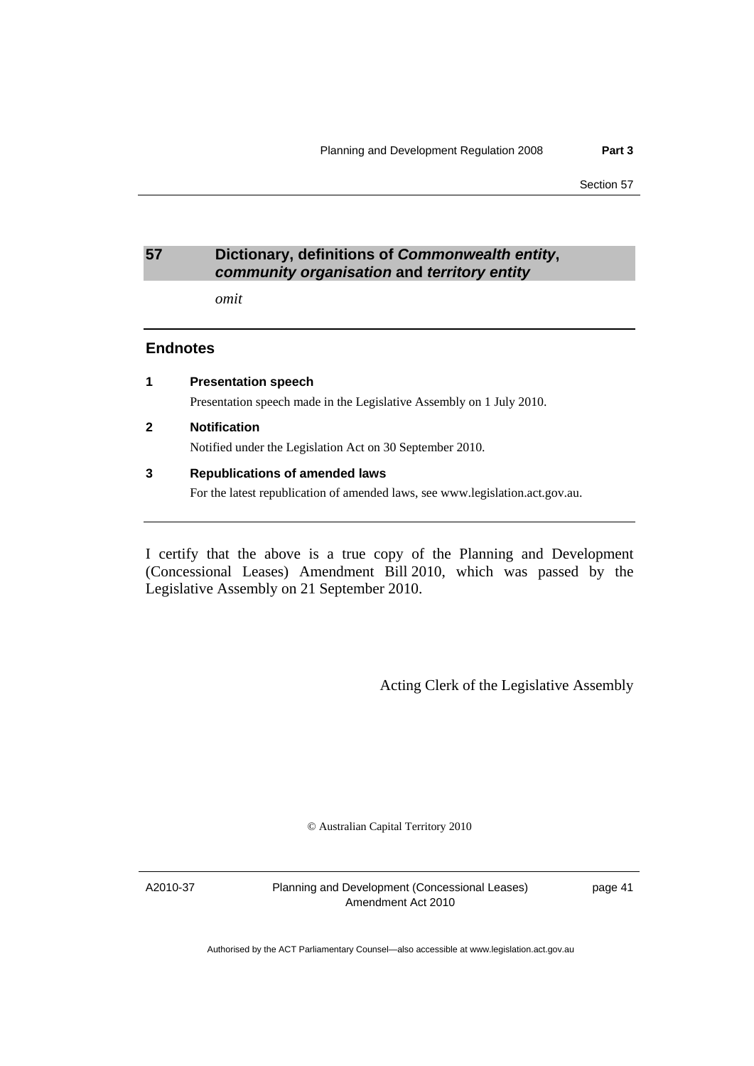## 57 Dictionary, definitions of ***Commonwealth entity***, ***community organisation*** and ***territory entity***

*omit*

## Endnotes

**1 Presentation speech**

Presentation speech made in the Legislative Assembly on 1 July 2010.

**2 Notification**

Notified under the Legislation Act on 30 September 2010.

**3 Republications of amended laws**

For the latest republication of amended laws, see www.legislation.act.gov.au.

I certify that the above is a true copy of the Planning and Development (Concessional Leases) Amendment Bill 2010, which was passed by the Legislative Assembly on 21 September 2010.

Acting Clerk of the Legislative Assembly

© Australian Capital Territory 2010